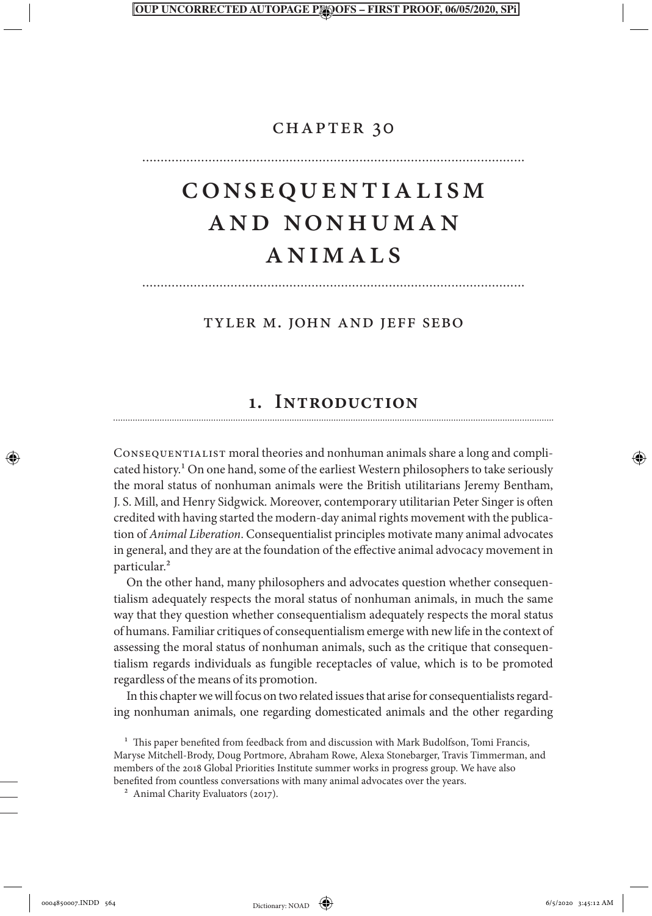# Chapter 30

# Consequentialism and Nonhuman Animals

Tyler M. John and Jeff Sebo

## 1. Introduction

Consequentialist moral theories and nonhuman animals share a long and complicated history.[1] On one hand, some of the earliest Western philosophers to take seriously the moral status of nonhuman animals were the British utilitarians Jeremy Bentham, J. S. Mill, and Henry Sidgwick. Moreover, contemporary utilitarian Peter Singer is often credited with having started the modern-day animal rights movement with the publication of *Animal Liberation*. Consequentialist principles motivate many animal advocates in general, and they are at the foundation of the effective animal advocacy movement in particular.[2]

On the other hand, many philosophers and advocates question whether consequentialism adequately respects the moral status of nonhuman animals, in much the same way that they question whether consequentialism adequately respects the moral status of humans. Familiar critiques of consequentialism emerge with new life in the context of assessing the moral status of nonhuman animals, such as the critique that consequentialism regards individuals as fungible receptacles of value, which is to be promoted regardless of the means of its promotion.

In this chapter we will focus on two related issues that arise for consequentialists regarding nonhuman animals, one regarding domesticated animals and the other regarding

[1] This paper benefited from feedback from and discussion with Mark Budolfson, Tomi Francis, Maryse Mitchell-Brody, Doug Portmore, Abraham Rowe, Alexa Stonebarger, Travis Timmerman, and members of the 2018 Global Priorities Institute summer works in progress group. We have also benefited from countless conversations with many animal advocates over the years.

[2] Animal Charity Evaluators (2017).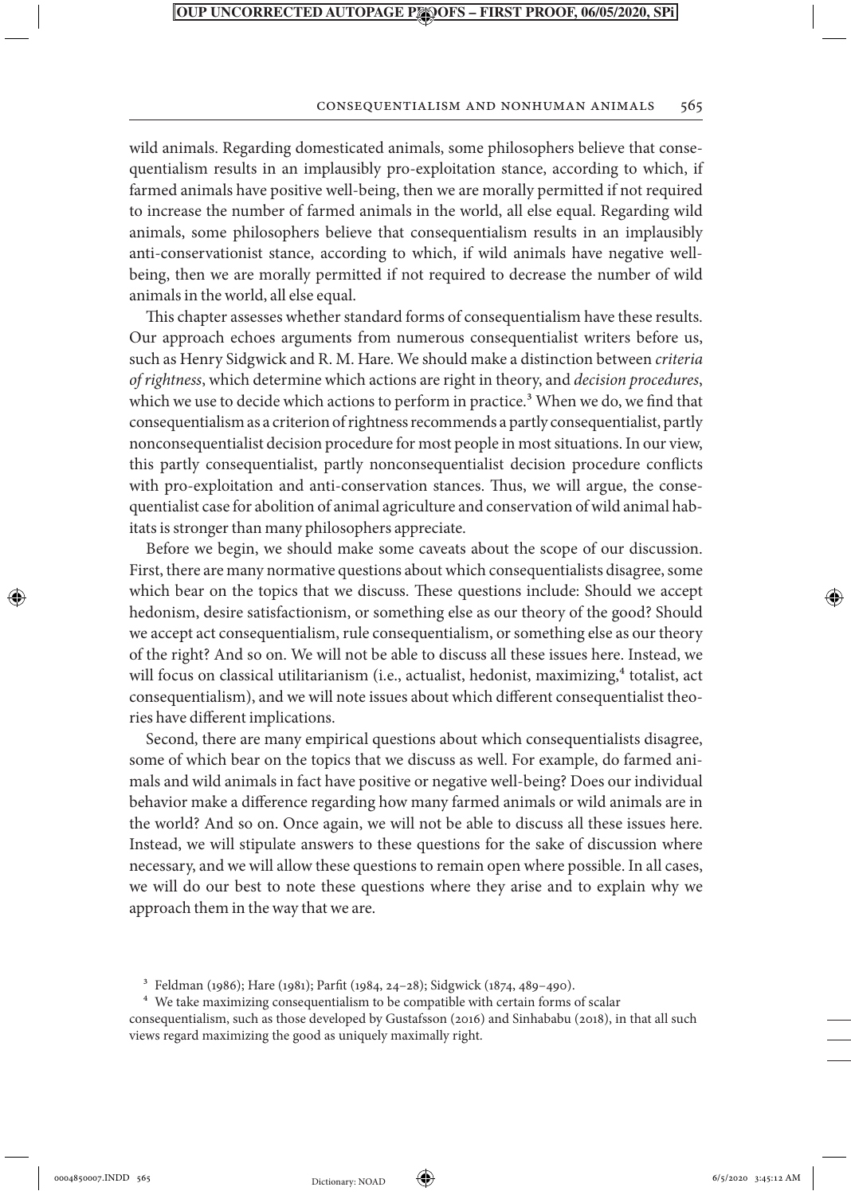wild animals. Regarding domesticated animals, some philosophers believe that consequentialism results in an implausibly pro-exploitation stance, according to which, if farmed animals have positive well-being, then we are morally permitted if not required to increase the number of farmed animals in the world, all else equal. Regarding wild animals, some philosophers believe that consequentialism results in an implausibly anti-conservationist stance, according to which, if wild animals have negative well-being, then we are morally permitted if not required to decrease the number of wild animals in the world, all else equal.

This chapter assesses whether standard forms of consequentialism have these results. Our approach echoes arguments from numerous consequentialist writers before us, such as Henry Sidgwick and R. M. Hare. We should make a distinction between *criteria of rightness*, which determine which actions are right in theory, and *decision procedures*, which we use to decide which actions to perform in practice.[3] When we do, we find that consequentialism as a criterion of rightness recommends a partly consequentialist, partly nonconsequentialist decision procedure for most people in most situations. In our view, this partly consequentialist, partly nonconsequentialist decision procedure conflicts with pro-exploitation and anti-conservation stances. Thus, we will argue, the consequentialist case for abolition of animal agriculture and conservation of wild animal habitats is stronger than many philosophers appreciate.

Before we begin, we should make some caveats about the scope of our discussion. First, there are many normative questions about which consequentialists disagree, some which bear on the topics that we discuss. These questions include: Should we accept hedonism, desire satisfactionism, or something else as our theory of the good? Should we accept act consequentialism, rule consequentialism, or something else as our theory of the right? And so on. We will not be able to discuss all these issues here. Instead, we will focus on classical utilitarianism (i.e., actualist, hedonist, maximizing,[4] totalist, act consequentialism), and we will note issues about which different consequentialist theories have different implications.

Second, there are many empirical questions about which consequentialists disagree, some of which bear on the topics that we discuss as well. For example, do farmed animals and wild animals in fact have positive or negative well-being? Does our individual behavior make a difference regarding how many farmed animals or wild animals are in the world? And so on. Once again, we will not be able to discuss all these issues here. Instead, we will stipulate answers to these questions for the sake of discussion where necessary, and we will allow these questions to remain open where possible. In all cases, we will do our best to note these questions where they arise and to explain why we approach them in the way that we are.

[3] Feldman (1986); Hare (1981); Parfit (1984, 24–28); Sidgwick (1874, 489–490).

[4] We take maximizing consequentialism to be compatible with certain forms of scalar consequentialism, such as those developed by Gustafsson (2016) and Sinhababu (2018), in that all such views regard maximizing the good as uniquely maximally right.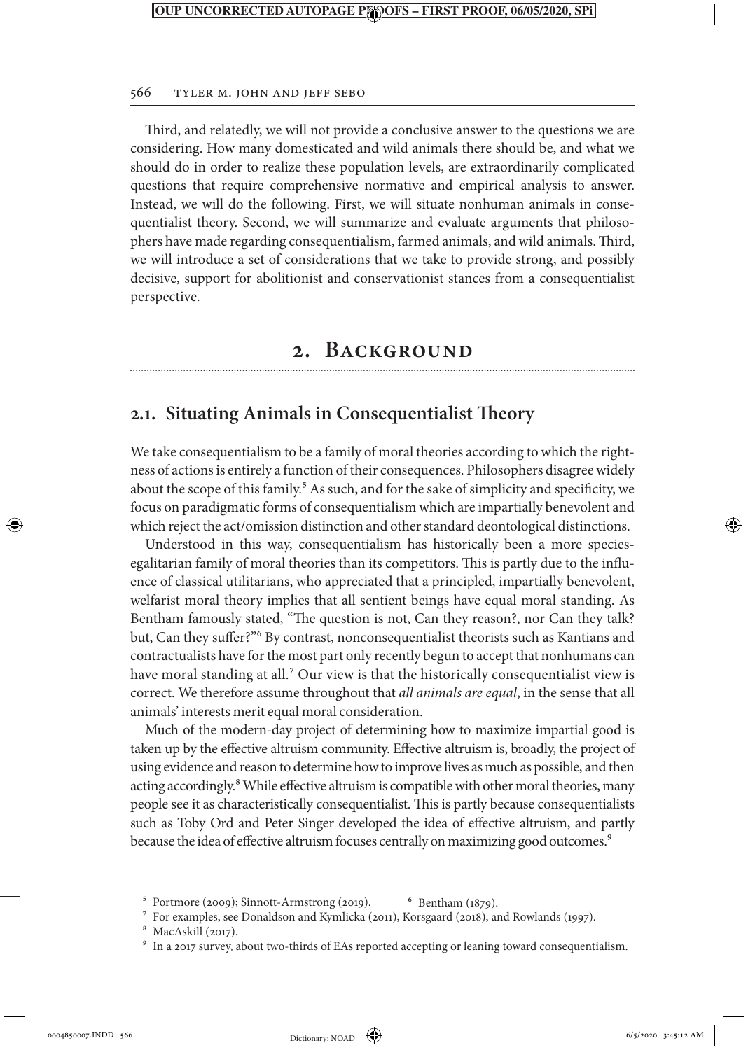Third, and relatedly, we will not provide a conclusive answer to the questions we are considering. How many domesticated and wild animals there should be, and what we should do in order to realize these population levels, are extraordinarily complicated questions that require comprehensive normative and empirical analysis to answer. Instead, we will do the following. First, we will situate nonhuman animals in consequentialist theory. Second, we will summarize and evaluate arguments that philosophers have made regarding consequentialism, farmed animals, and wild animals. Third, we will introduce a set of considerations that we take to provide strong, and possibly decisive, support for abolitionist and conservationist stances from a consequentialist perspective.

## 2. Background

### 2.1. Situating Animals in Consequentialist Theory

We take consequentialism to be a family of moral theories according to which the rightness of actions is entirely a function of their consequences. Philosophers disagree widely about the scope of this family.[5] As such, and for the sake of simplicity and specificity, we focus on paradigmatic forms of consequentialism which are impartially benevolent and which reject the act/omission distinction and other standard deontological distinctions.

Understood in this way, consequentialism has historically been a more species-egalitarian family of moral theories than its competitors. This is partly due to the influence of classical utilitarians, who appreciated that a principled, impartially benevolent, welfarist moral theory implies that all sentient beings have equal moral standing. As Bentham famously stated, "The question is not, Can they reason?, nor Can they talk? but, Can they suffer?"[6] By contrast, nonconsequentialist theorists such as Kantians and contractualists have for the most part only recently begun to accept that nonhumans can have moral standing at all.[7] Our view is that the historically consequentialist view is correct. We therefore assume throughout that *all animals are equal*, in the sense that all animals' interests merit equal moral consideration.

Much of the modern-day project of determining how to maximize impartial good is taken up by the effective altruism community. Effective altruism is, broadly, the project of using evidence and reason to determine how to improve lives as much as possible, and then acting accordingly.[8] While effective altruism is compatible with other moral theories, many people see it as characteristically consequentialist. This is partly because consequentialists such as Toby Ord and Peter Singer developed the idea of effective altruism, and partly because the idea of effective altruism focuses centrally on maximizing good outcomes.[9]

---

[5] Portmore (2009); Sinnott-Armstrong (2019).  [6] Bentham (1879).

[7] For examples, see Donaldson and Kymlicka (2011), Korsgaard (2018), and Rowlands (1997).

[8] MacAskill (2017).

[9] In a 2017 survey, about two-thirds of EAs reported accepting or leaning toward consequentialism.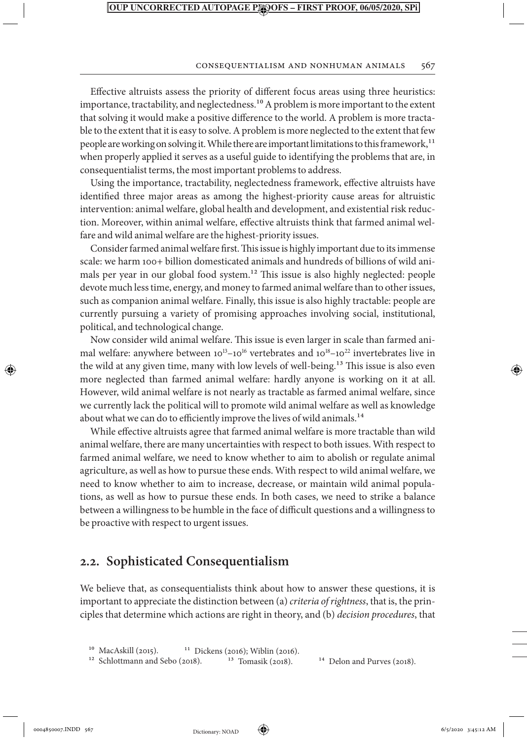Effective altruists assess the priority of different focus areas using three heuristics: importance, tractability, and neglectedness.[10] A problem is more important to the extent that solving it would make a positive difference to the world. A problem is more tractable to the extent that it is easy to solve. A problem is more neglected to the extent that few people are working on solving it. While there are important limitations to this framework,[11] when properly applied it serves as a useful guide to identifying the problems that are, in consequentialist terms, the most important problems to address.

Using the importance, tractability, neglectedness framework, effective altruists have identified three major areas as among the highest-priority cause areas for altruistic intervention: animal welfare, global health and development, and existential risk reduction. Moreover, within animal welfare, effective altruists think that farmed animal welfare and wild animal welfare are the highest-priority issues.

Consider farmed animal welfare first. This issue is highly important due to its immense scale: we harm 100+ billion domesticated animals and hundreds of billions of wild animals per year in our global food system.[12] This issue is also highly neglected: people devote much less time, energy, and money to farmed animal welfare than to other issues, such as companion animal welfare. Finally, this issue is also highly tractable: people are currently pursuing a variety of promising approaches involving social, institutional, political, and technological change.

Now consider wild animal welfare. This issue is even larger in scale than farmed animal welfare: anywhere between $10^{13}$–$10^{16}$ vertebrates and $10^{18}$–$10^{22}$ invertebrates live in the wild at any given time, many with low levels of well-being.[13] This issue is also even more neglected than farmed animal welfare: hardly anyone is working on it at all. However, wild animal welfare is not nearly as tractable as farmed animal welfare, since we currently lack the political will to promote wild animal welfare as well as knowledge about what we can do to efficiently improve the lives of wild animals.[14]

While effective altruists agree that farmed animal welfare is more tractable than wild animal welfare, there are many uncertainties with respect to both issues. With respect to farmed animal welfare, we need to know whether to aim to abolish or regulate animal agriculture, as well as how to pursue these ends. With respect to wild animal welfare, we need to know whether to aim to increase, decrease, or maintain wild animal populations, as well as how to pursue these ends. In both cases, we need to strike a balance between a willingness to be humble in the face of difficult questions and a willingness to be proactive with respect to urgent issues.

## 2.2. Sophisticated Consequentialism

We believe that, as consequentialists think about how to answer these questions, it is important to appreciate the distinction between (a) *criteria of rightness*, that is, the principles that determine which actions are right in theory, and (b) *decision procedures*, that

[10] MacAskill (2015). [11] Dickens (2016); Wiblin (2016).
[12] Schlottmann and Sebo (2018). [13] Tomasik (2018). [14] Delon and Purves (2018).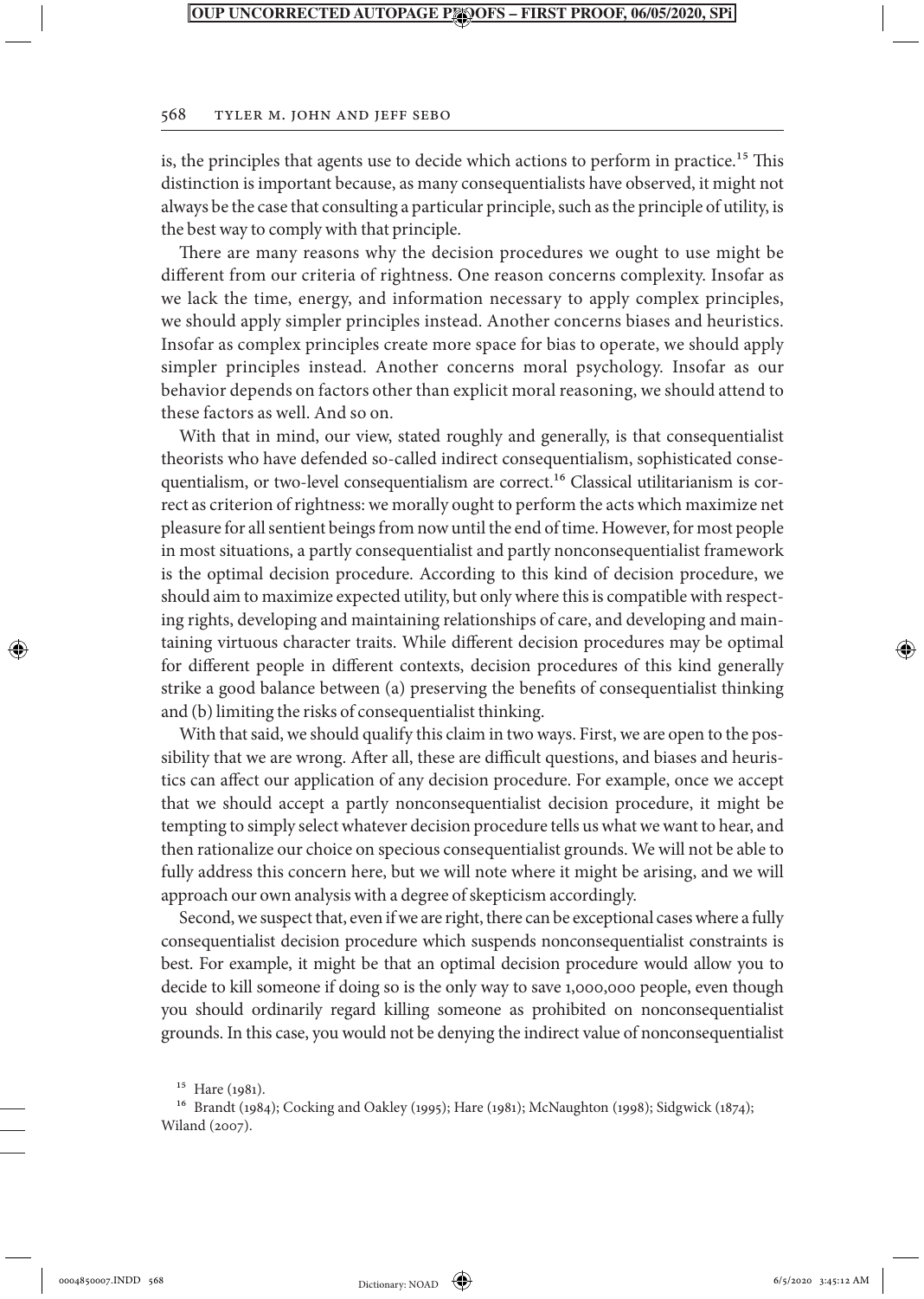is, the principles that agents use to decide which actions to perform in practice.[15] This distinction is important because, as many consequentialists have observed, it might not always be the case that consulting a particular principle, such as the principle of utility, is the best way to comply with that principle.

There are many reasons why the decision procedures we ought to use might be different from our criteria of rightness. One reason concerns complexity. Insofar as we lack the time, energy, and information necessary to apply complex principles, we should apply simpler principles instead. Another concerns biases and heuristics. Insofar as complex principles create more space for bias to operate, we should apply simpler principles instead. Another concerns moral psychology. Insofar as our behavior depends on factors other than explicit moral reasoning, we should attend to these factors as well. And so on.

With that in mind, our view, stated roughly and generally, is that consequentialist theorists who have defended so-called indirect consequentialism, sophisticated consequentialism, or two-level consequentialism are correct.[16] Classical utilitarianism is correct as criterion of rightness: we morally ought to perform the acts which maximize net pleasure for all sentient beings from now until the end of time. However, for most people in most situations, a partly consequentialist and partly nonconsequentialist framework is the optimal decision procedure. According to this kind of decision procedure, we should aim to maximize expected utility, but only where this is compatible with respecting rights, developing and maintaining relationships of care, and developing and maintaining virtuous character traits. While different decision procedures may be optimal for different people in different contexts, decision procedures of this kind generally strike a good balance between (a) preserving the benefits of consequentialist thinking and (b) limiting the risks of consequentialist thinking.

With that said, we should qualify this claim in two ways. First, we are open to the possibility that we are wrong. After all, these are difficult questions, and biases and heuristics can affect our application of any decision procedure. For example, once we accept that we should accept a partly nonconsequentialist decision procedure, it might be tempting to simply select whatever decision procedure tells us what we want to hear, and then rationalize our choice on specious consequentialist grounds. We will not be able to fully address this concern here, but we will note where it might be arising, and we will approach our own analysis with a degree of skepticism accordingly.

Second, we suspect that, even if we are right, there can be exceptional cases where a fully consequentialist decision procedure which suspends nonconsequentialist constraints is best. For example, it might be that an optimal decision procedure would allow you to decide to kill someone if doing so is the only way to save 1,000,000 people, even though you should ordinarily regard killing someone as prohibited on nonconsequentialist grounds. In this case, you would not be denying the indirect value of nonconsequentialist

[15] Hare (1981).

[16] Brandt (1984); Cocking and Oakley (1995); Hare (1981); McNaughton (1998); Sidgwick (1874); Wiland (2007).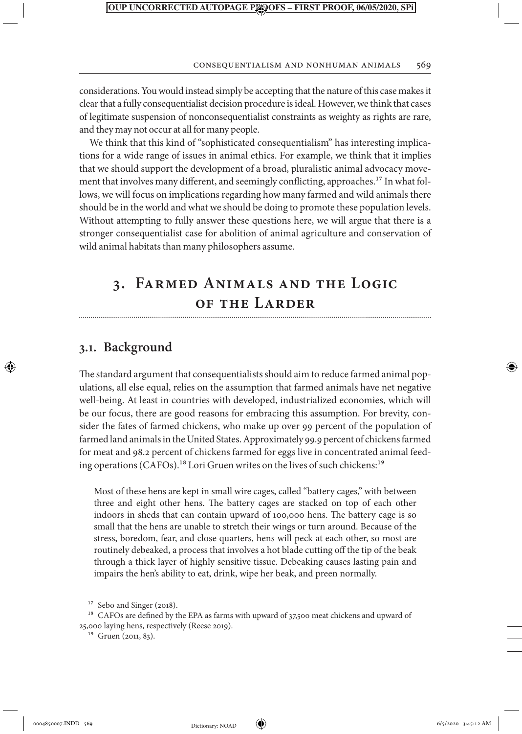considerations. You would instead simply be accepting that the nature of this case makes it clear that a fully consequentialist decision procedure is ideal. However, we think that cases of legitimate suspension of nonconsequentialist constraints as weighty as rights are rare, and they may not occur at all for many people.

We think that this kind of "sophisticated consequentialism" has interesting implications for a wide range of issues in animal ethics. For example, we think that it implies that we should support the development of a broad, pluralistic animal advocacy movement that involves many different, and seemingly conflicting, approaches.[17] In what follows, we will focus on implications regarding how many farmed and wild animals there should be in the world and what we should be doing to promote these population levels. Without attempting to fully answer these questions here, we will argue that there is a stronger consequentialist case for abolition of animal agriculture and conservation of wild animal habitats than many philosophers assume.

## 3. Farmed Animals and the Logic of the Larder

### 3.1. Background

The standard argument that consequentialists should aim to reduce farmed animal populations, all else equal, relies on the assumption that farmed animals have net negative well-being. At least in countries with developed, industrialized economies, which will be our focus, there are good reasons for embracing this assumption. For brevity, consider the fates of farmed chickens, who make up over 99 percent of the population of farmed land animals in the United States. Approximately 99.9 percent of chickens farmed for meat and 98.2 percent of chickens farmed for eggs live in concentrated animal feeding operations (CAFOs).[18] Lori Gruen writes on the lives of such chickens:[19]

> Most of these hens are kept in small wire cages, called "battery cages," with between three and eight other hens. The battery cages are stacked on top of each other indoors in sheds that can contain upward of 100,000 hens. The battery cage is so small that the hens are unable to stretch their wings or turn around. Because of the stress, boredom, fear, and close quarters, hens will peck at each other, so most are routinely debeaked, a process that involves a hot blade cutting off the tip of the beak through a thick layer of highly sensitive tissue. Debeaking causes lasting pain and impairs the hen's ability to eat, drink, wipe her beak, and preen normally.

[17] Sebo and Singer (2018).

[18] CAFOs are defined by the EPA as farms with upward of 37,500 meat chickens and upward of 25,000 laying hens, respectively (Reese 2019).

[19] Gruen (2011, 83).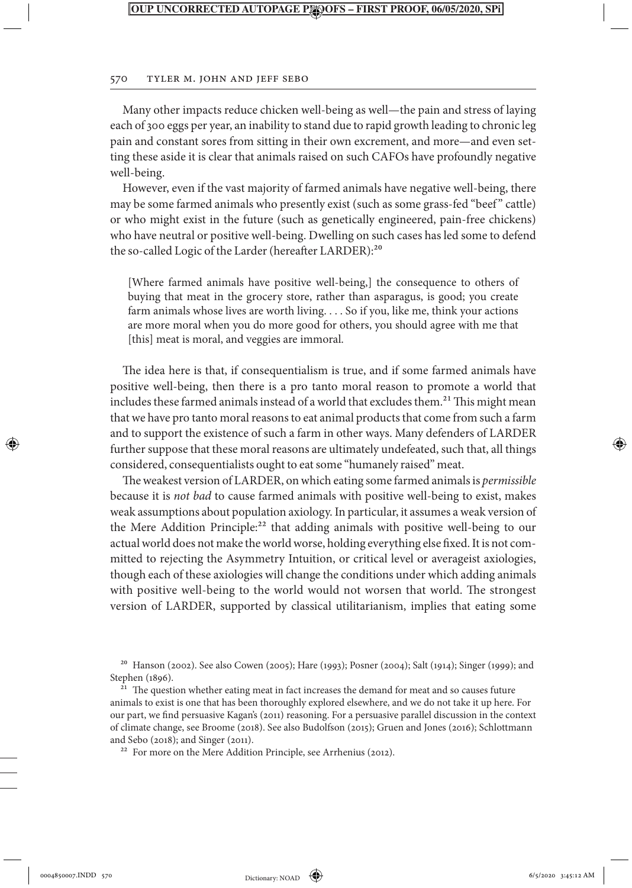Many other impacts reduce chicken well-being as well—the pain and stress of laying each of 300 eggs per year, an inability to stand due to rapid growth leading to chronic leg pain and constant sores from sitting in their own excrement, and more—and even setting these aside it is clear that animals raised on such CAFOs have profoundly negative well-being.

However, even if the vast majority of farmed animals have negative well-being, there may be some farmed animals who presently exist (such as some grass-fed "beef" cattle) or who might exist in the future (such as genetically engineered, pain-free chickens) who have neutral or positive well-being. Dwelling on such cases has led some to defend the so-called Logic of the Larder (hereafter LARDER):[20]

> [Where farmed animals have positive well-being,] the consequence to others of buying that meat in the grocery store, rather than asparagus, is good; you create farm animals whose lives are worth living. . . . So if you, like me, think your actions are more moral when you do more good for others, you should agree with me that [this] meat is moral, and veggies are immoral.

The idea here is that, if consequentialism is true, and if some farmed animals have positive well-being, then there is a pro tanto moral reason to promote a world that includes these farmed animals instead of a world that excludes them.[21] This might mean that we have pro tanto moral reasons to eat animal products that come from such a farm and to support the existence of such a farm in other ways. Many defenders of LARDER further suppose that these moral reasons are ultimately undefeated, such that, all things considered, consequentialists ought to eat some "humanely raised" meat.

The weakest version of LARDER, on which eating some farmed animals is *permissible* because it is *not bad* to cause farmed animals with positive well-being to exist, makes weak assumptions about population axiology. In particular, it assumes a weak version of the Mere Addition Principle:[22] that adding animals with positive well-being to our actual world does not make the world worse, holding everything else fixed. It is not committed to rejecting the Asymmetry Intuition, or critical level or averageist axiologies, though each of these axiologies will change the conditions under which adding animals with positive well-being to the world would not worsen that world. The strongest version of LARDER, supported by classical utilitarianism, implies that eating some

[20] Hanson (2002). See also Cowen (2005); Hare (1993); Posner (2004); Salt (1914); Singer (1999); and Stephen (1896).

[21] The question whether eating meat in fact increases the demand for meat and so causes future animals to exist is one that has been thoroughly explored elsewhere, and we do not take it up here. For our part, we find persuasive Kagan's (2011) reasoning. For a persuasive parallel discussion in the context of climate change, see Broome (2018). See also Budolfson (2015); Gruen and Jones (2016); Schlottmann and Sebo (2018); and Singer (2011).

[22] For more on the Mere Addition Principle, see Arrhenius (2012).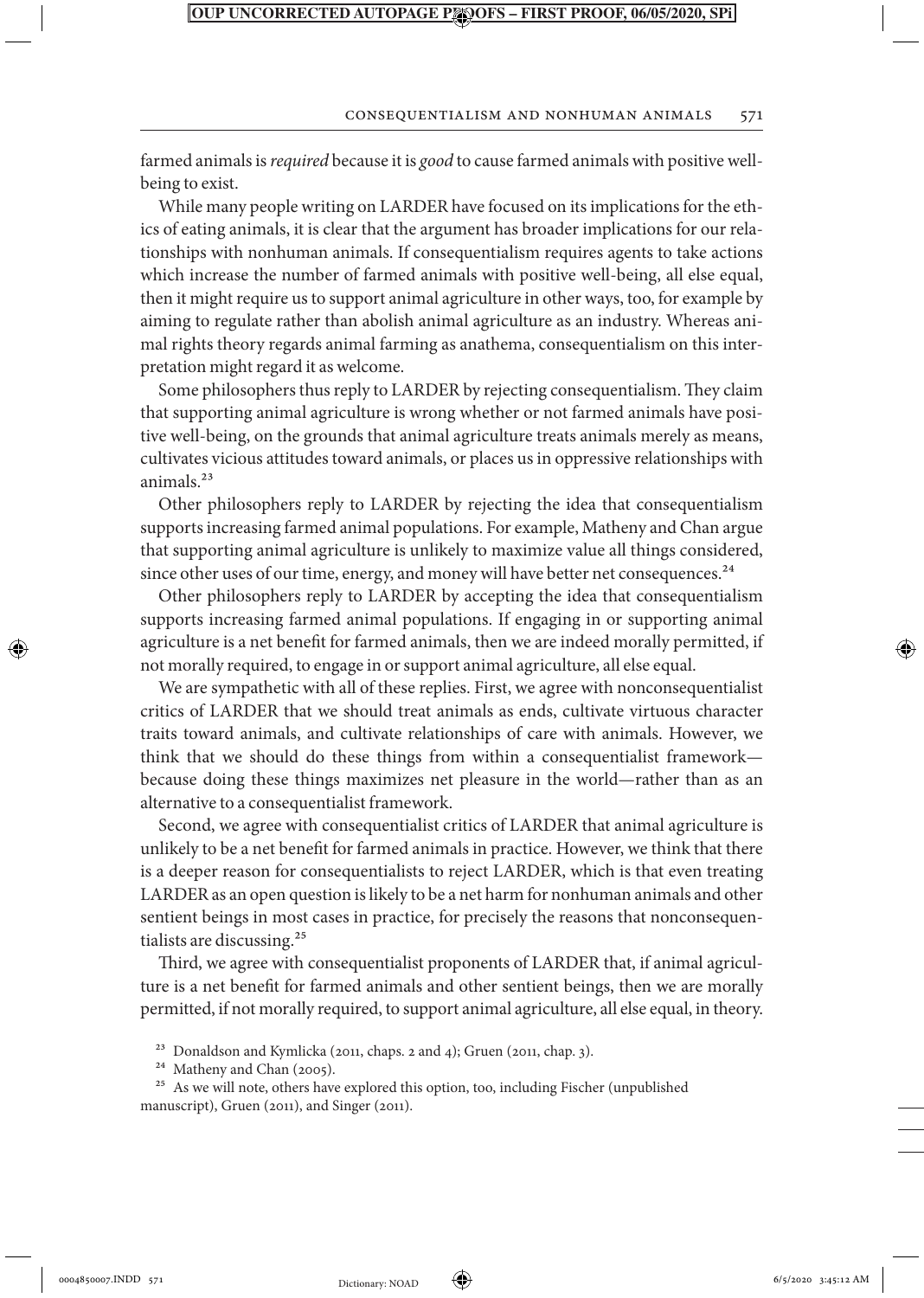farmed animals is *required* because it is *good* to cause farmed animals with positive well-being to exist.

While many people writing on LARDER have focused on its implications for the ethics of eating animals, it is clear that the argument has broader implications for our relationships with nonhuman animals. If consequentialism requires agents to take actions which increase the number of farmed animals with positive well-being, all else equal, then it might require us to support animal agriculture in other ways, too, for example by aiming to regulate rather than abolish animal agriculture as an industry. Whereas animal rights theory regards animal farming as anathema, consequentialism on this interpretation might regard it as welcome.

Some philosophers thus reply to LARDER by rejecting consequentialism. They claim that supporting animal agriculture is wrong whether or not farmed animals have positive well-being, on the grounds that animal agriculture treats animals merely as means, cultivates vicious attitudes toward animals, or places us in oppressive relationships with animals.[23]

Other philosophers reply to LARDER by rejecting the idea that consequentialism supports increasing farmed animal populations. For example, Matheny and Chan argue that supporting animal agriculture is unlikely to maximize value all things considered, since other uses of our time, energy, and money will have better net consequences.[24]

Other philosophers reply to LARDER by accepting the idea that consequentialism supports increasing farmed animal populations. If engaging in or supporting animal agriculture is a net benefit for farmed animals, then we are indeed morally permitted, if not morally required, to engage in or support animal agriculture, all else equal.

We are sympathetic with all of these replies. First, we agree with nonconsequentialist critics of LARDER that we should treat animals as ends, cultivate virtuous character traits toward animals, and cultivate relationships of care with animals. However, we think that we should do these things from within a consequentialist framework—because doing these things maximizes net pleasure in the world—rather than as an alternative to a consequentialist framework.

Second, we agree with consequentialist critics of LARDER that animal agriculture is unlikely to be a net benefit for farmed animals in practice. However, we think that there is a deeper reason for consequentialists to reject LARDER, which is that even treating LARDER as an open question is likely to be a net harm for nonhuman animals and other sentient beings in most cases in practice, for precisely the reasons that nonconsequentialists are discussing.[25]

Third, we agree with consequentialist proponents of LARDER that, if animal agriculture is a net benefit for farmed animals and other sentient beings, then we are morally permitted, if not morally required, to support animal agriculture, all else equal, in theory.

[23] Donaldson and Kymlicka (2011, chaps. 2 and 4); Gruen (2011, chap. 3).

[24] Matheny and Chan (2005).

[25] As we will note, others have explored this option, too, including Fischer (unpublished manuscript), Gruen (2011), and Singer (2011).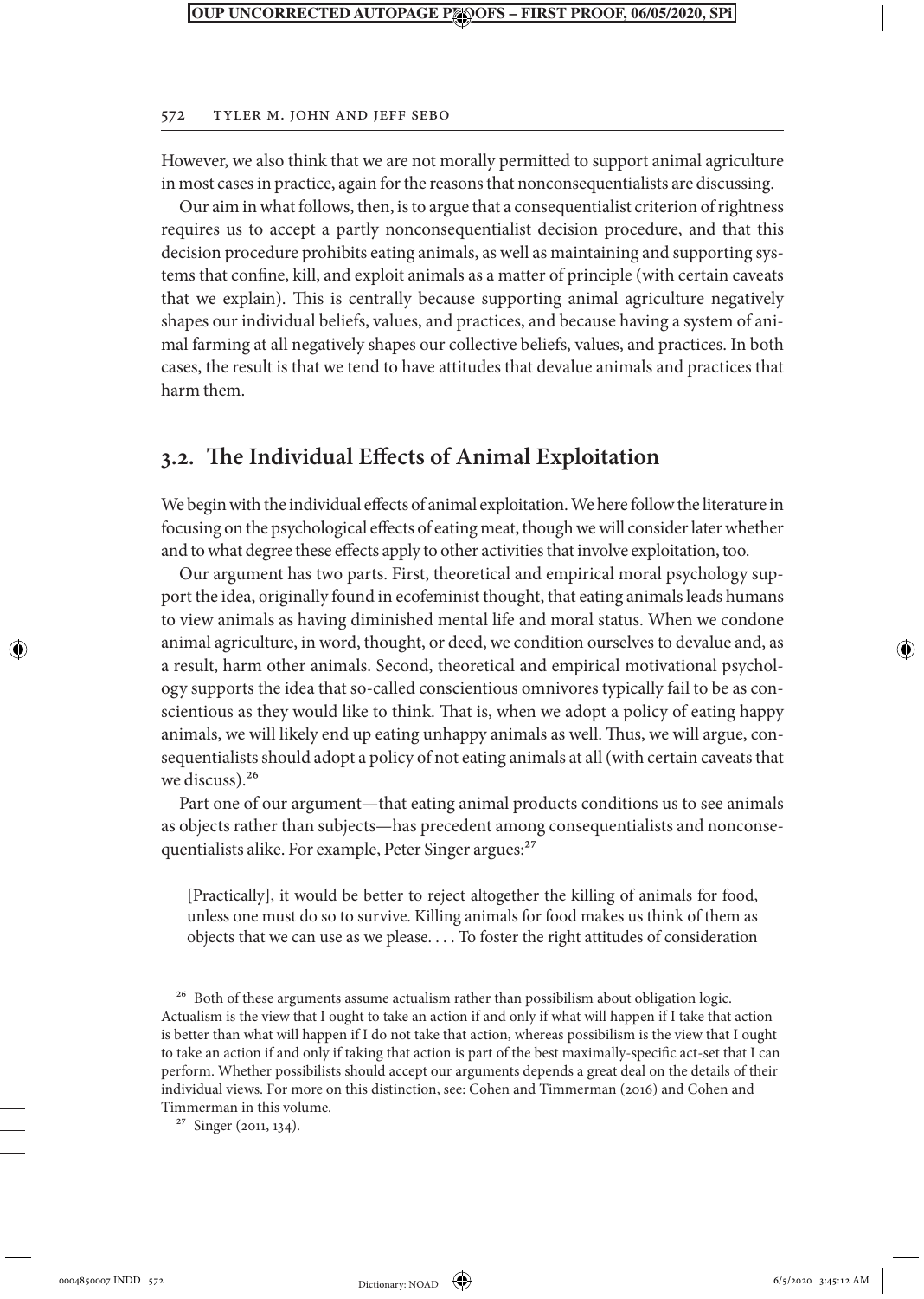However, we also think that we are not morally permitted to support animal agriculture in most cases in practice, again for the reasons that nonconsequentialists are discussing.

Our aim in what follows, then, is to argue that a consequentialist criterion of rightness requires us to accept a partly nonconsequentialist decision procedure, and that this decision procedure prohibits eating animals, as well as maintaining and supporting systems that confine, kill, and exploit animals as a matter of principle (with certain caveats that we explain). This is centrally because supporting animal agriculture negatively shapes our individual beliefs, values, and practices, and because having a system of animal farming at all negatively shapes our collective beliefs, values, and practices. In both cases, the result is that we tend to have attitudes that devalue animals and practices that harm them.

## 3.2. The Individual Effects of Animal Exploitation

We begin with the individual effects of animal exploitation. We here follow the literature in focusing on the psychological effects of eating meat, though we will consider later whether and to what degree these effects apply to other activities that involve exploitation, too.

Our argument has two parts. First, theoretical and empirical moral psychology support the idea, originally found in ecofeminist thought, that eating animals leads humans to view animals as having diminished mental life and moral status. When we condone animal agriculture, in word, thought, or deed, we condition ourselves to devalue and, as a result, harm other animals. Second, theoretical and empirical motivational psychology supports the idea that so-called conscientious omnivores typically fail to be as conscientious as they would like to think. That is, when we adopt a policy of eating happy animals, we will likely end up eating unhappy animals as well. Thus, we will argue, consequentialists should adopt a policy of not eating animals at all (with certain caveats that we discuss).[26]

Part one of our argument—that eating animal products conditions us to see animals as objects rather than subjects—has precedent among consequentialists and nonconsequentialists alike. For example, Peter Singer argues:[27]

> [Practically], it would be better to reject altogether the killing of animals for food, unless one must do so to survive. Killing animals for food makes us think of them as objects that we can use as we please. . . . To foster the right attitudes of consideration

[26] Both of these arguments assume actualism rather than possibilism about obligation logic. Actualism is the view that I ought to take an action if and only if what will happen if I take that action is better than what will happen if I do not take that action, whereas possibilism is the view that I ought to take an action if and only if taking that action is part of the best maximally-specific act-set that I can perform. Whether possibilists should accept our arguments depends a great deal on the details of their individual views. For more on this distinction, see: Cohen and Timmerman (2016) and Cohen and Timmerman in this volume.

[27] Singer (2011, 134).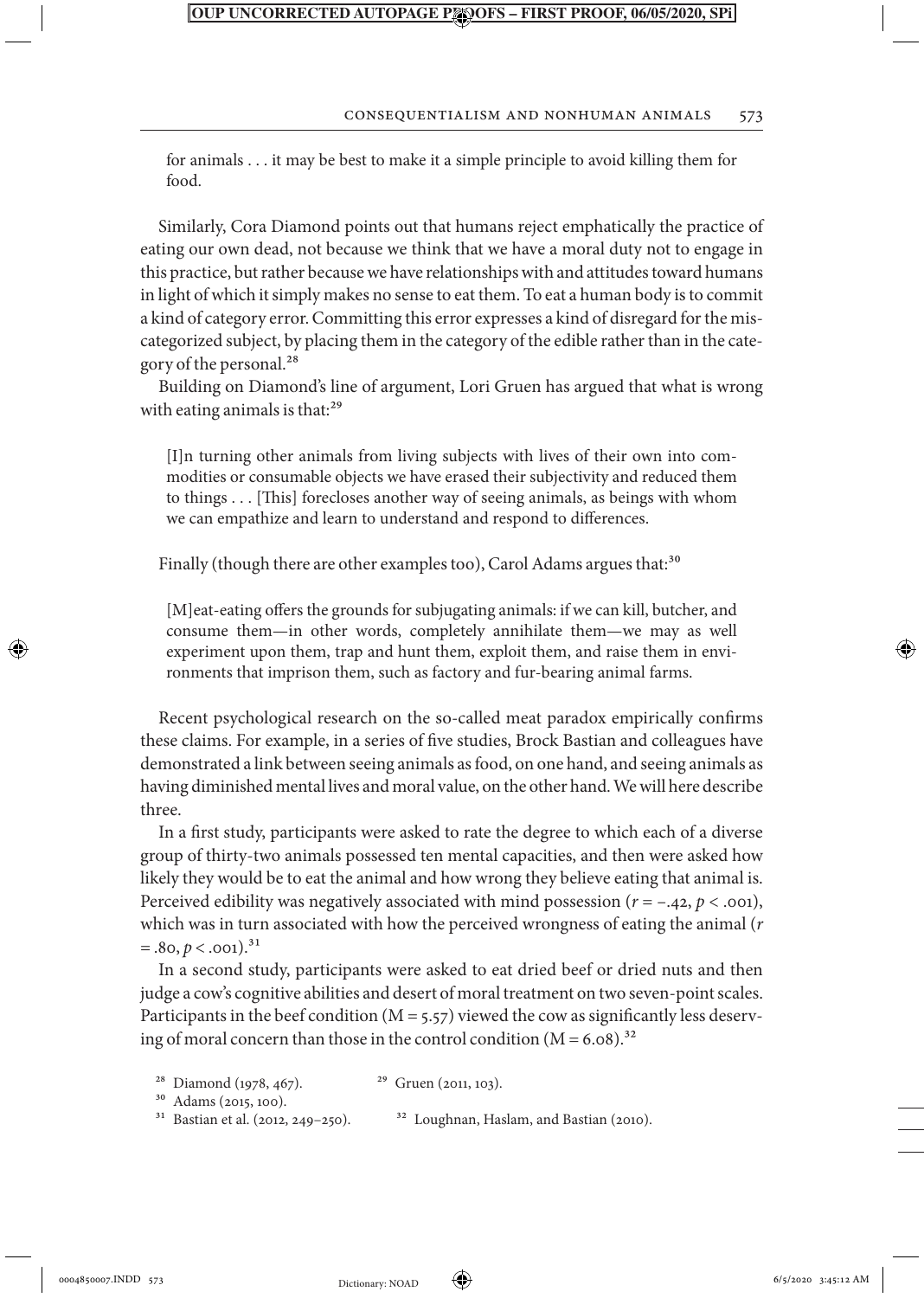> for animals . . . it may be best to make it a simple principle to avoid killing them for food.

Similarly, Cora Diamond points out that humans reject emphatically the practice of eating our own dead, not because we think that we have a moral duty not to engage in this practice, but rather because we have relationships with and attitudes toward humans in light of which it simply makes no sense to eat them. To eat a human body is to commit a kind of category error. Committing this error expresses a kind of disregard for the miscategorized subject, by placing them in the category of the edible rather than in the category of the personal.[28]

Building on Diamond's line of argument, Lori Gruen has argued that what is wrong with eating animals is that:[29]

> [I]n turning other animals from living subjects with lives of their own into commodities or consumable objects we have erased their subjectivity and reduced them to things . . . [This] forecloses another way of seeing animals, as beings with whom we can empathize and learn to understand and respond to differences.

Finally (though there are other examples too), Carol Adams argues that:[30]

> [M]eat-eating offers the grounds for subjugating animals: if we can kill, butcher, and consume them—in other words, completely annihilate them—we may as well experiment upon them, trap and hunt them, exploit them, and raise them in environments that imprison them, such as factory and fur-bearing animal farms.

Recent psychological research on the so-called meat paradox empirically confirms these claims. For example, in a series of five studies, Brock Bastian and colleagues have demonstrated a link between seeing animals as food, on one hand, and seeing animals as having diminished mental lives and moral value, on the other hand. We will here describe three.

In a first study, participants were asked to rate the degree to which each of a diverse group of thirty-two animals possessed ten mental capacities, and then were asked how likely they would be to eat the animal and how wrong they believe eating that animal is. Perceived edibility was negatively associated with mind possession ($r = -.42$, $p < .001$), which was in turn associated with how the perceived wrongness of eating the animal ($r = .80$, $p < .001$).[31]

In a second study, participants were asked to eat dried beef or dried nuts and then judge a cow's cognitive abilities and desert of moral treatment on two seven-point scales. Participants in the beef condition (M = 5.57) viewed the cow as significantly less deserving of moral concern than those in the control condition (M = 6.08).[32]

---

[28] Diamond (1978, 467).

[29] Gruen (2011, 103).

[30] Adams (2015, 100).

[31] Bastian et al. (2012, 249–250).

[32] Loughnan, Haslam, and Bastian (2010).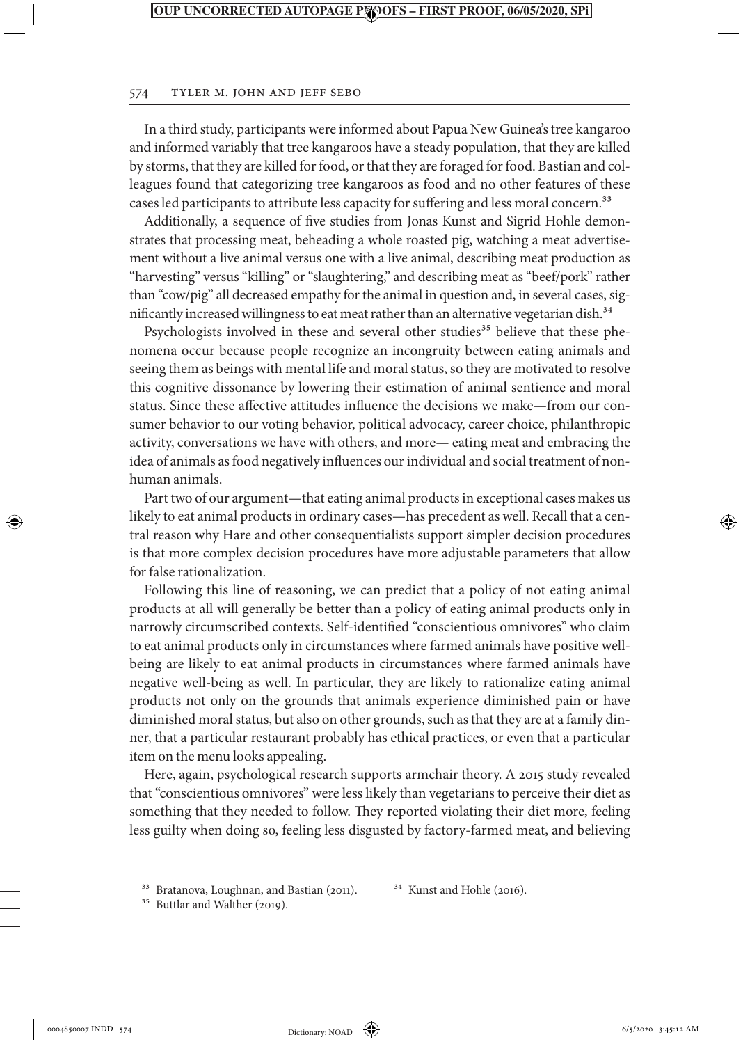In a third study, participants were informed about Papua New Guinea's tree kangaroo and informed variably that tree kangaroos have a steady population, that they are killed by storms, that they are killed for food, or that they are foraged for food. Bastian and colleagues found that categorizing tree kangaroos as food and no other features of these cases led participants to attribute less capacity for suffering and less moral concern.[33]

Additionally, a sequence of five studies from Jonas Kunst and Sigrid Hohle demonstrates that processing meat, beheading a whole roasted pig, watching a meat advertisement without a live animal versus one with a live animal, describing meat production as "harvesting" versus "killing" or "slaughtering," and describing meat as "beef/pork" rather than "cow/pig" all decreased empathy for the animal in question and, in several cases, significantly increased willingness to eat meat rather than an alternative vegetarian dish.[34]

Psychologists involved in these and several other studies[35] believe that these phenomena occur because people recognize an incongruity between eating animals and seeing them as beings with mental life and moral status, so they are motivated to resolve this cognitive dissonance by lowering their estimation of animal sentience and moral status. Since these affective attitudes influence the decisions we make—from our consumer behavior to our voting behavior, political advocacy, career choice, philanthropic activity, conversations we have with others, and more— eating meat and embracing the idea of animals as food negatively influences our individual and social treatment of nonhuman animals.

Part two of our argument—that eating animal products in exceptional cases makes us likely to eat animal products in ordinary cases—has precedent as well. Recall that a central reason why Hare and other consequentialists support simpler decision procedures is that more complex decision procedures have more adjustable parameters that allow for false rationalization.

Following this line of reasoning, we can predict that a policy of not eating animal products at all will generally be better than a policy of eating animal products only in narrowly circumscribed contexts. Self-identified "conscientious omnivores" who claim to eat animal products only in circumstances where farmed animals have positive well-being are likely to eat animal products in circumstances where farmed animals have negative well-being as well. In particular, they are likely to rationalize eating animal products not only on the grounds that animals experience diminished pain or have diminished moral status, but also on other grounds, such as that they are at a family dinner, that a particular restaurant probably has ethical practices, or even that a particular item on the menu looks appealing.

Here, again, psychological research supports armchair theory. A 2015 study revealed that "conscientious omnivores" were less likely than vegetarians to perceive their diet as something that they needed to follow. They reported violating their diet more, feeling less guilty when doing so, feeling less disgusted by factory-farmed meat, and believing

[33] Bratanova, Loughnan, and Bastian (2011).

[34] Kunst and Hohle (2016).

[35] Buttlar and Walther (2019).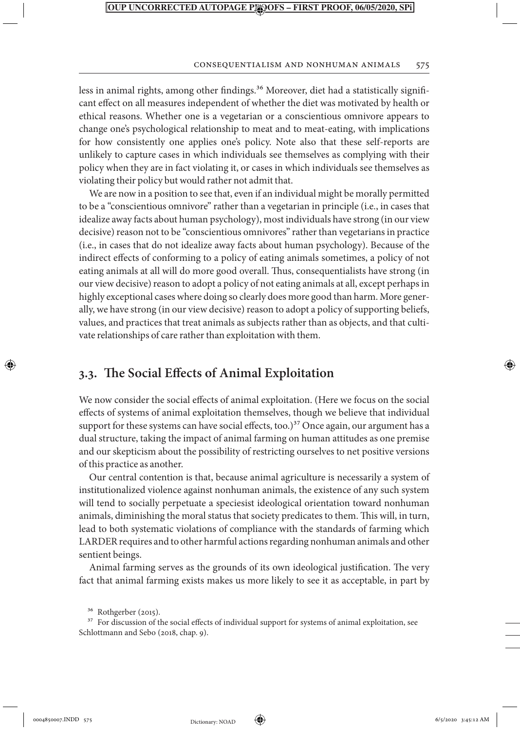less in animal rights, among other findings.[36] Moreover, diet had a statistically significant effect on all measures independent of whether the diet was motivated by health or ethical reasons. Whether one is a vegetarian or a conscientious omnivore appears to change one's psychological relationship to meat and to meat-eating, with implications for how consistently one applies one's policy. Note also that these self-reports are unlikely to capture cases in which individuals see themselves as complying with their policy when they are in fact violating it, or cases in which individuals see themselves as violating their policy but would rather not admit that.

We are now in a position to see that, even if an individual might be morally permitted to be a "conscientious omnivore" rather than a vegetarian in principle (i.e., in cases that idealize away facts about human psychology), most individuals have strong (in our view decisive) reason not to be "conscientious omnivores" rather than vegetarians in practice (i.e., in cases that do not idealize away facts about human psychology). Because of the indirect effects of conforming to a policy of eating animals sometimes, a policy of not eating animals at all will do more good overall. Thus, consequentialists have strong (in our view decisive) reason to adopt a policy of not eating animals at all, except perhaps in highly exceptional cases where doing so clearly does more good than harm. More generally, we have strong (in our view decisive) reason to adopt a policy of supporting beliefs, values, and practices that treat animals as subjects rather than as objects, and that cultivate relationships of care rather than exploitation with them.

## 3.3. The Social Effects of Animal Exploitation

We now consider the social effects of animal exploitation. (Here we focus on the social effects of systems of animal exploitation themselves, though we believe that individual support for these systems can have social effects, too.)[37] Once again, our argument has a dual structure, taking the impact of animal farming on human attitudes as one premise and our skepticism about the possibility of restricting ourselves to net positive versions of this practice as another.

Our central contention is that, because animal agriculture is necessarily a system of institutionalized violence against nonhuman animals, the existence of any such system will tend to socially perpetuate a speciesist ideological orientation toward nonhuman animals, diminishing the moral status that society predicates to them. This will, in turn, lead to both systematic violations of compliance with the standards of farming which LARDER requires and to other harmful actions regarding nonhuman animals and other sentient beings.

Animal farming serves as the grounds of its own ideological justification. The very fact that animal farming exists makes us more likely to see it as acceptable, in part by

[36] Rothgerber (2015).

[37] For discussion of the social effects of individual support for systems of animal exploitation, see Schlottmann and Sebo (2018, chap. 9).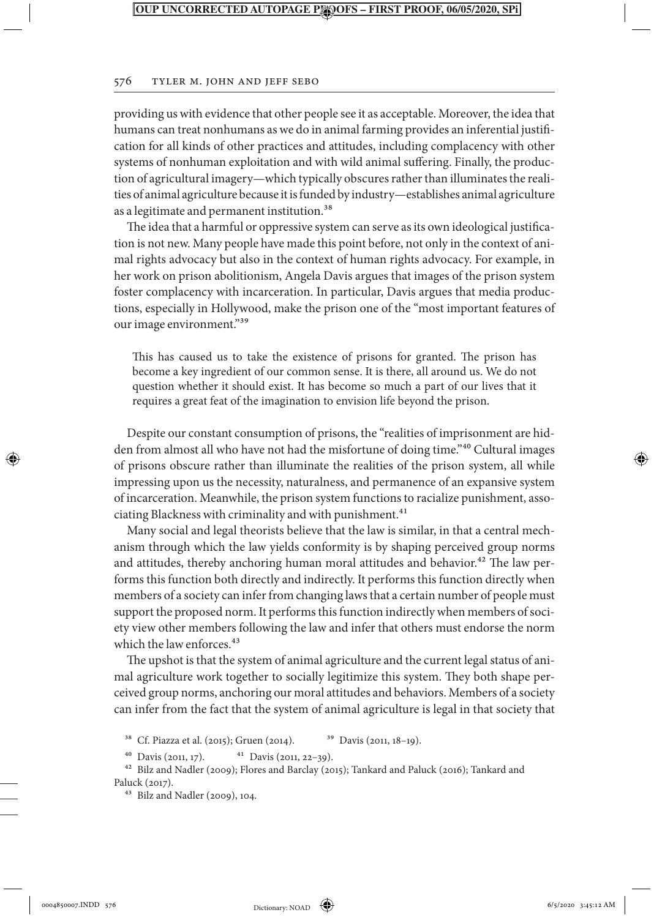providing us with evidence that other people see it as acceptable. Moreover, the idea that humans can treat nonhumans as we do in animal farming provides an inferential justification for all kinds of other practices and attitudes, including complacency with other systems of nonhuman exploitation and with wild animal suffering. Finally, the production of agricultural imagery—which typically obscures rather than illuminates the realities of animal agriculture because it is funded by industry—establishes animal agriculture as a legitimate and permanent institution.[38]

The idea that a harmful or oppressive system can serve as its own ideological justification is not new. Many people have made this point before, not only in the context of animal rights advocacy but also in the context of human rights advocacy. For example, in her work on prison abolitionism, Angela Davis argues that images of the prison system foster complacency with incarceration. In particular, Davis argues that media productions, especially in Hollywood, make the prison one of the "most important features of our image environment."[39]

> This has caused us to take the existence of prisons for granted. The prison has become a key ingredient of our common sense. It is there, all around us. We do not question whether it should exist. It has become so much a part of our lives that it requires a great feat of the imagination to envision life beyond the prison.

Despite our constant consumption of prisons, the "realities of imprisonment are hidden from almost all who have not had the misfortune of doing time."[40] Cultural images of prisons obscure rather than illuminate the realities of the prison system, all while impressing upon us the necessity, naturalness, and permanence of an expansive system of incarceration. Meanwhile, the prison system functions to racialize punishment, associating Blackness with criminality and with punishment.[41]

Many social and legal theorists believe that the law is similar, in that a central mechanism through which the law yields conformity is by shaping perceived group norms and attitudes, thereby anchoring human moral attitudes and behavior.[42] The law performs this function both directly and indirectly. It performs this function directly when members of a society can infer from changing laws that a certain number of people must support the proposed norm. It performs this function indirectly when members of society view other members following the law and infer that others must endorse the norm which the law enforces.[43]

The upshot is that the system of animal agriculture and the current legal status of animal agriculture work together to socially legitimize this system. They both shape perceived group norms, anchoring our moral attitudes and behaviors. Members of a society can infer from the fact that the system of animal agriculture is legal in that society that

---

[38] Cf. Piazza et al. (2015); Gruen (2014).

[39] Davis (2011, 18–19).

[40] Davis (2011, 17).

[41] Davis (2011, 22–39).

[42] Bilz and Nadler (2009); Flores and Barclay (2015); Tankard and Paluck (2016); Tankard and Paluck (2017).

[43] Bilz and Nadler (2009), 104.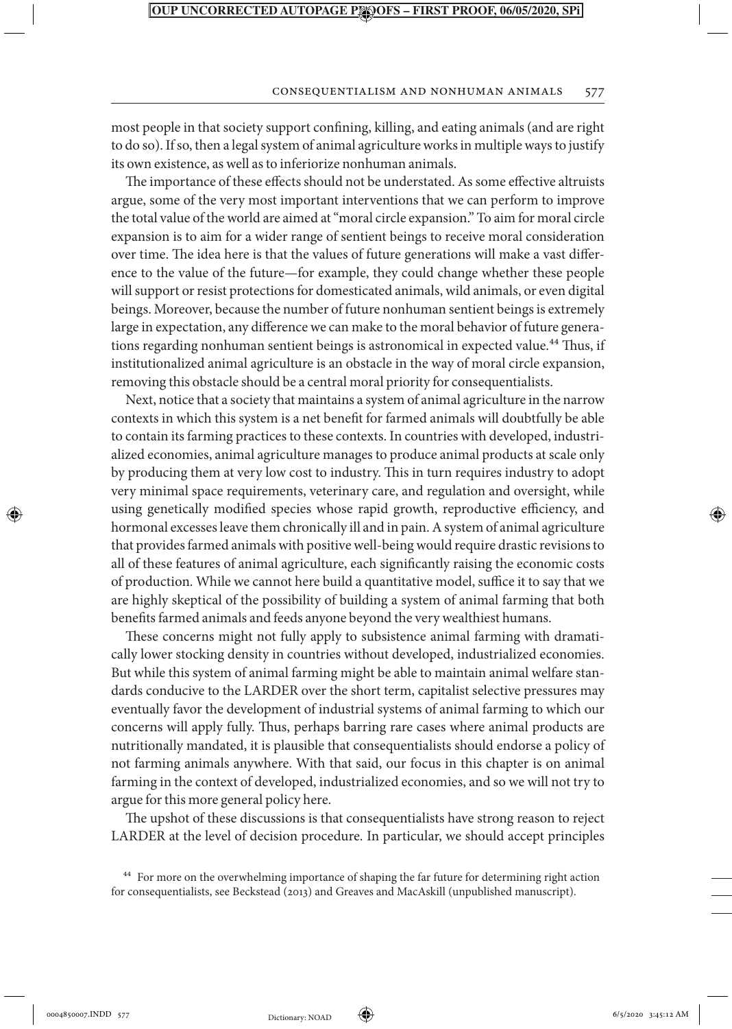most people in that society support confining, killing, and eating animals (and are right to do so). If so, then a legal system of animal agriculture works in multiple ways to justify its own existence, as well as to inferiorize nonhuman animals.

The importance of these effects should not be understated. As some effective altruists argue, some of the very most important interventions that we can perform to improve the total value of the world are aimed at "moral circle expansion." To aim for moral circle expansion is to aim for a wider range of sentient beings to receive moral consideration over time. The idea here is that the values of future generations will make a vast difference to the value of the future—for example, they could change whether these people will support or resist protections for domesticated animals, wild animals, or even digital beings. Moreover, because the number of future nonhuman sentient beings is extremely large in expectation, any difference we can make to the moral behavior of future generations regarding nonhuman sentient beings is astronomical in expected value.[44] Thus, if institutionalized animal agriculture is an obstacle in the way of moral circle expansion, removing this obstacle should be a central moral priority for consequentialists.

Next, notice that a society that maintains a system of animal agriculture in the narrow contexts in which this system is a net benefit for farmed animals will doubtfully be able to contain its farming practices to these contexts. In countries with developed, industrialized economies, animal agriculture manages to produce animal products at scale only by producing them at very low cost to industry. This in turn requires industry to adopt very minimal space requirements, veterinary care, and regulation and oversight, while using genetically modified species whose rapid growth, reproductive efficiency, and hormonal excesses leave them chronically ill and in pain. A system of animal agriculture that provides farmed animals with positive well-being would require drastic revisions to all of these features of animal agriculture, each significantly raising the economic costs of production. While we cannot here build a quantitative model, suffice it to say that we are highly skeptical of the possibility of building a system of animal farming that both benefits farmed animals and feeds anyone beyond the very wealthiest humans.

These concerns might not fully apply to subsistence animal farming with dramatically lower stocking density in countries without developed, industrialized economies. But while this system of animal farming might be able to maintain animal welfare standards conducive to the LARDER over the short term, capitalist selective pressures may eventually favor the development of industrial systems of animal farming to which our concerns will apply fully. Thus, perhaps barring rare cases where animal products are nutritionally mandated, it is plausible that consequentialists should endorse a policy of not farming animals anywhere. With that said, our focus in this chapter is on animal farming in the context of developed, industrialized economies, and so we will not try to argue for this more general policy here.

The upshot of these discussions is that consequentialists have strong reason to reject LARDER at the level of decision procedure. In particular, we should accept principles

[44] For more on the overwhelming importance of shaping the far future for determining right action for consequentialists, see Beckstead (2013) and Greaves and MacAskill (unpublished manuscript).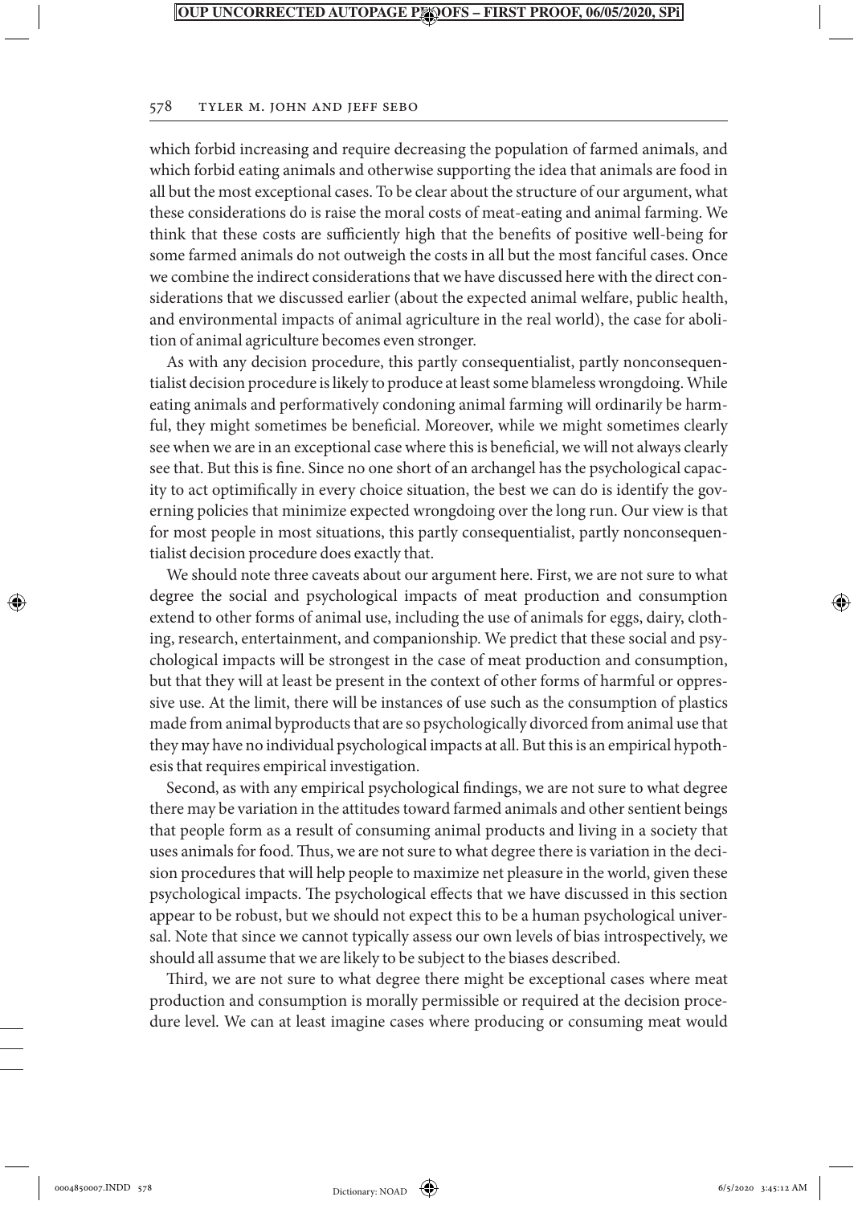which forbid increasing and require decreasing the population of farmed animals, and which forbid eating animals and otherwise supporting the idea that animals are food in all but the most exceptional cases. To be clear about the structure of our argument, what these considerations do is raise the moral costs of meat-eating and animal farming. We think that these costs are sufficiently high that the benefits of positive well-being for some farmed animals do not outweigh the costs in all but the most fanciful cases. Once we combine the indirect considerations that we have discussed here with the direct considerations that we discussed earlier (about the expected animal welfare, public health, and environmental impacts of animal agriculture in the real world), the case for abolition of animal agriculture becomes even stronger.

As with any decision procedure, this partly consequentialist, partly nonconsequentialist decision procedure is likely to produce at least some blameless wrongdoing. While eating animals and performatively condoning animal farming will ordinarily be harmful, they might sometimes be beneficial. Moreover, while we might sometimes clearly see when we are in an exceptional case where this is beneficial, we will not always clearly see that. But this is fine. Since no one short of an archangel has the psychological capacity to act optimifically in every choice situation, the best we can do is identify the governing policies that minimize expected wrongdoing over the long run. Our view is that for most people in most situations, this partly consequentialist, partly nonconsequentialist decision procedure does exactly that.

We should note three caveats about our argument here. First, we are not sure to what degree the social and psychological impacts of meat production and consumption extend to other forms of animal use, including the use of animals for eggs, dairy, clothing, research, entertainment, and companionship. We predict that these social and psychological impacts will be strongest in the case of meat production and consumption, but that they will at least be present in the context of other forms of harmful or oppressive use. At the limit, there will be instances of use such as the consumption of plastics made from animal byproducts that are so psychologically divorced from animal use that they may have no individual psychological impacts at all. But this is an empirical hypothesis that requires empirical investigation.

Second, as with any empirical psychological findings, we are not sure to what degree there may be variation in the attitudes toward farmed animals and other sentient beings that people form as a result of consuming animal products and living in a society that uses animals for food. Thus, we are not sure to what degree there is variation in the decision procedures that will help people to maximize net pleasure in the world, given these psychological impacts. The psychological effects that we have discussed in this section appear to be robust, but we should not expect this to be a human psychological universal. Note that since we cannot typically assess our own levels of bias introspectively, we should all assume that we are likely to be subject to the biases described.

Third, we are not sure to what degree there might be exceptional cases where meat production and consumption is morally permissible or required at the decision procedure level. We can at least imagine cases where producing or consuming meat would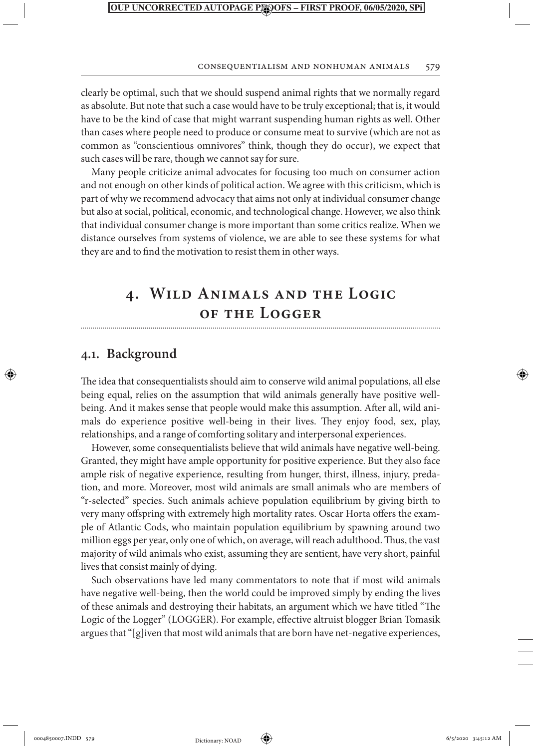clearly be optimal, such that we should suspend animal rights that we normally regard as absolute. But note that such a case would have to be truly exceptional; that is, it would have to be the kind of case that might warrant suspending human rights as well. Other than cases where people need to produce or consume meat to survive (which are not as common as "conscientious omnivores" think, though they do occur), we expect that such cases will be rare, though we cannot say for sure.

Many people criticize animal advocates for focusing too much on consumer action and not enough on other kinds of political action. We agree with this criticism, which is part of why we recommend advocacy that aims not only at individual consumer change but also at social, political, economic, and technological change. However, we also think that individual consumer change is more important than some critics realize. When we distance ourselves from systems of violence, we are able to see these systems for what they are and to find the motivation to resist them in other ways.

# 4. Wild Animals and the Logic of the Logger

## 4.1. Background

The idea that consequentialists should aim to conserve wild animal populations, all else being equal, relies on the assumption that wild animals generally have positive well-being. And it makes sense that people would make this assumption. After all, wild animals do experience positive well-being in their lives. They enjoy food, sex, play, relationships, and a range of comforting solitary and interpersonal experiences.

However, some consequentialists believe that wild animals have negative well-being. Granted, they might have ample opportunity for positive experience. But they also face ample risk of negative experience, resulting from hunger, thirst, illness, injury, predation, and more. Moreover, most wild animals are small animals who are members of "r-selected" species. Such animals achieve population equilibrium by giving birth to very many offspring with extremely high mortality rates. Oscar Horta offers the example of Atlantic Cods, who maintain population equilibrium by spawning around two million eggs per year, only one of which, on average, will reach adulthood. Thus, the vast majority of wild animals who exist, assuming they are sentient, have very short, painful lives that consist mainly of dying.

Such observations have led many commentators to note that if most wild animals have negative well-being, then the world could be improved simply by ending the lives of these animals and destroying their habitats, an argument which we have titled "The Logic of the Logger" (LOGGER). For example, effective altruist blogger Brian Tomasik argues that "[g]iven that most wild animals that are born have net-negative experiences,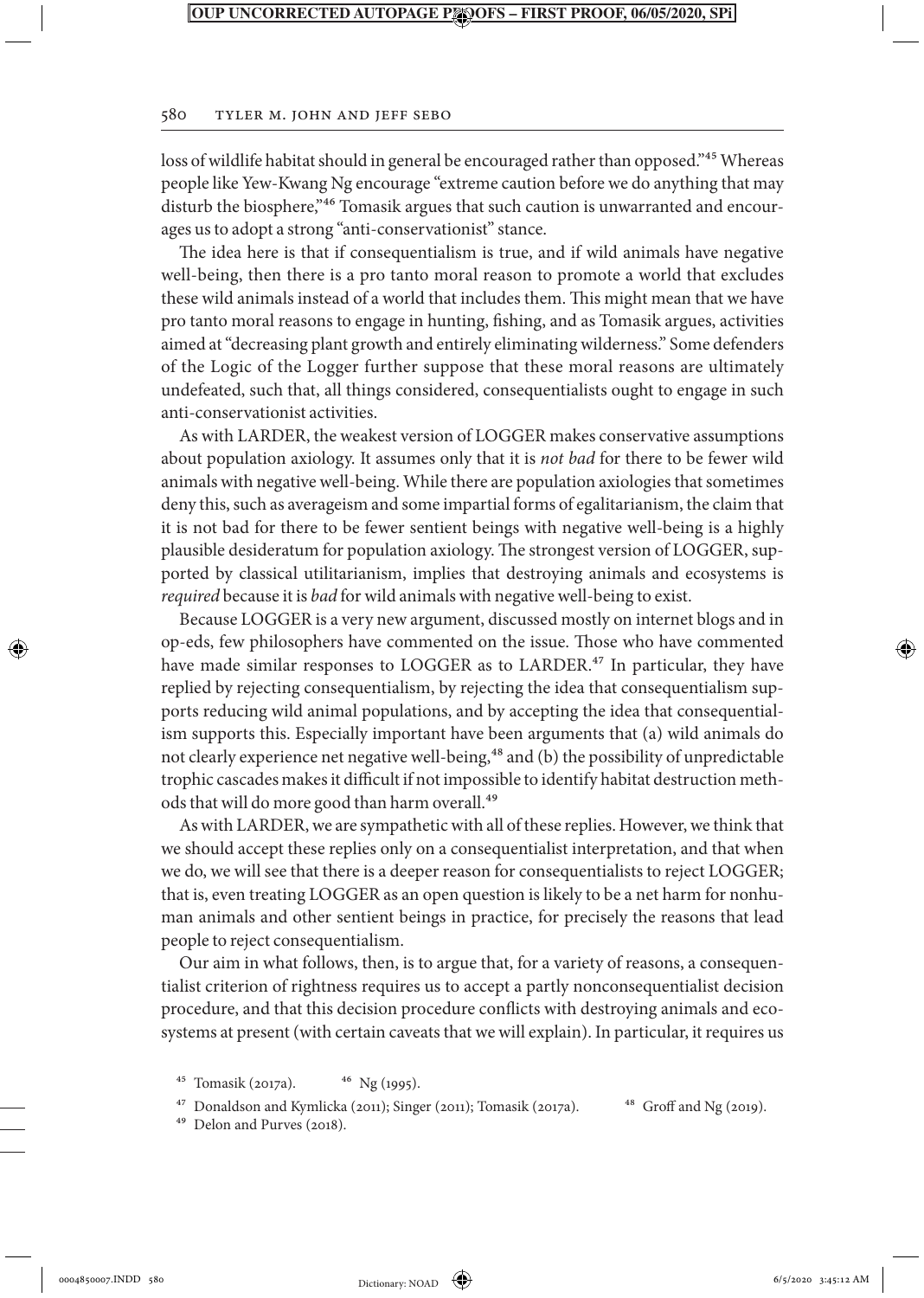loss of wildlife habitat should in general be encouraged rather than opposed."[45] Whereas people like Yew-Kwang Ng encourage "extreme caution before we do anything that may disturb the biosphere,"[46] Tomasik argues that such caution is unwarranted and encourages us to adopt a strong "anti-conservationist" stance.

The idea here is that if consequentialism is true, and if wild animals have negative well-being, then there is a pro tanto moral reason to promote a world that excludes these wild animals instead of a world that includes them. This might mean that we have pro tanto moral reasons to engage in hunting, fishing, and as Tomasik argues, activities aimed at "decreasing plant growth and entirely eliminating wilderness." Some defenders of the Logic of the Logger further suppose that these moral reasons are ultimately undefeated, such that, all things considered, consequentialists ought to engage in such anti-conservationist activities.

As with LARDER, the weakest version of LOGGER makes conservative assumptions about population axiology. It assumes only that it is *not bad* for there to be fewer wild animals with negative well-being. While there are population axiologies that sometimes deny this, such as averageism and some impartial forms of egalitarianism, the claim that it is not bad for there to be fewer sentient beings with negative well-being is a highly plausible desideratum for population axiology. The strongest version of LOGGER, supported by classical utilitarianism, implies that destroying animals and ecosystems is *required* because it is *bad* for wild animals with negative well-being to exist.

Because LOGGER is a very new argument, discussed mostly on internet blogs and in op-eds, few philosophers have commented on the issue. Those who have commented have made similar responses to LOGGER as to LARDER.[47] In particular, they have replied by rejecting consequentialism, by rejecting the idea that consequentialism supports reducing wild animal populations, and by accepting the idea that consequentialism supports this. Especially important have been arguments that (a) wild animals do not clearly experience net negative well-being,[48] and (b) the possibility of unpredictable trophic cascades makes it difficult if not impossible to identify habitat destruction methods that will do more good than harm overall.[49]

As with LARDER, we are sympathetic with all of these replies. However, we think that we should accept these replies only on a consequentialist interpretation, and that when we do, we will see that there is a deeper reason for consequentialists to reject LOGGER; that is, even treating LOGGER as an open question is likely to be a net harm for nonhuman animals and other sentient beings in practice, for precisely the reasons that lead people to reject consequentialism.

Our aim in what follows, then, is to argue that, for a variety of reasons, a consequentialist criterion of rightness requires us to accept a partly nonconsequentialist decision procedure, and that this decision procedure conflicts with destroying animals and ecosystems at present (with certain caveats that we will explain). In particular, it requires us

---

[45] Tomasik (2017a). [46] Ng (1995).

[47] Donaldson and Kymlicka (2011); Singer (2011); Tomasik (2017a). [48] Groff and Ng (2019).

[49] Delon and Purves (2018).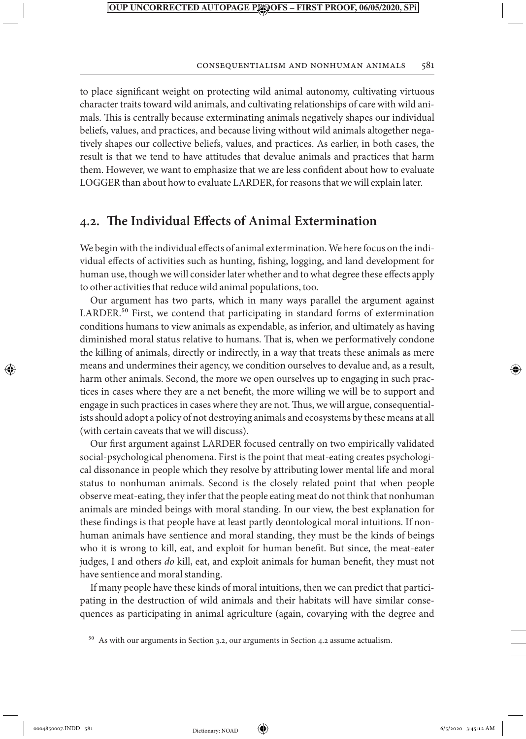to place significant weight on protecting wild animal autonomy, cultivating virtuous character traits toward wild animals, and cultivating relationships of care with wild animals. This is centrally because exterminating animals negatively shapes our individual beliefs, values, and practices, and because living without wild animals altogether negatively shapes our collective beliefs, values, and practices. As earlier, in both cases, the result is that we tend to have attitudes that devalue animals and practices that harm them. However, we want to emphasize that we are less confident about how to evaluate LOGGER than about how to evaluate LARDER, for reasons that we will explain later.

## 4.2. The Individual Effects of Animal Extermination

We begin with the individual effects of animal extermination. We here focus on the individual effects of activities such as hunting, fishing, logging, and land development for human use, though we will consider later whether and to what degree these effects apply to other activities that reduce wild animal populations, too.

Our argument has two parts, which in many ways parallel the argument against LARDER.[50] First, we contend that participating in standard forms of extermination conditions humans to view animals as expendable, as inferior, and ultimately as having diminished moral status relative to humans. That is, when we performatively condone the killing of animals, directly or indirectly, in a way that treats these animals as mere means and undermines their agency, we condition ourselves to devalue and, as a result, harm other animals. Second, the more we open ourselves up to engaging in such practices in cases where they are a net benefit, the more willing we will be to support and engage in such practices in cases where they are not. Thus, we will argue, consequentialists should adopt a policy of not destroying animals and ecosystems by these means at all (with certain caveats that we will discuss).

Our first argument against LARDER focused centrally on two empirically validated social-psychological phenomena. First is the point that meat-eating creates psychological dissonance in people which they resolve by attributing lower mental life and moral status to nonhuman animals. Second is the closely related point that when people observe meat-eating, they infer that the people eating meat do not think that nonhuman animals are minded beings with moral standing. In our view, the best explanation for these findings is that people have at least partly deontological moral intuitions. If nonhuman animals have sentience and moral standing, they must be the kinds of beings who it is wrong to kill, eat, and exploit for human benefit. But since, the meat-eater judges, I and others *do* kill, eat, and exploit animals for human benefit, they must not have sentience and moral standing.

If many people have these kinds of moral intuitions, then we can predict that participating in the destruction of wild animals and their habitats will have similar consequences as participating in animal agriculture (again, covarying with the degree and

[50] As with our arguments in Section 3.2, our arguments in Section 4.2 assume actualism.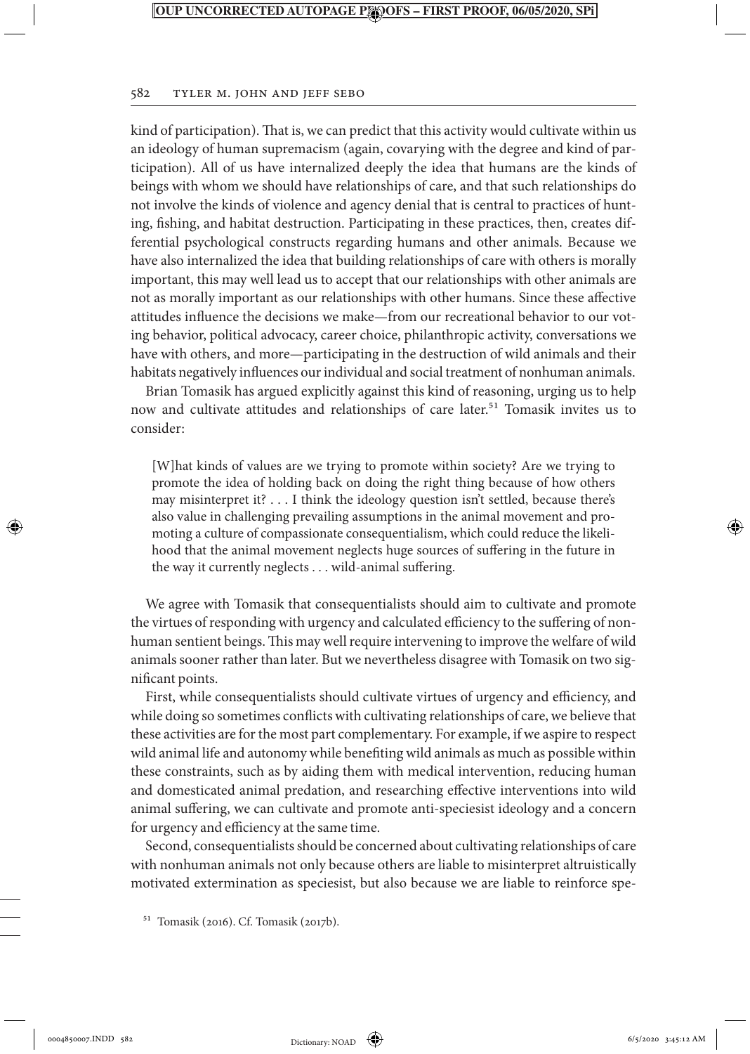kind of participation). That is, we can predict that this activity would cultivate within us an ideology of human supremacism (again, covarying with the degree and kind of participation). All of us have internalized deeply the idea that humans are the kinds of beings with whom we should have relationships of care, and that such relationships do not involve the kinds of violence and agency denial that is central to practices of hunting, fishing, and habitat destruction. Participating in these practices, then, creates differential psychological constructs regarding humans and other animals. Because we have also internalized the idea that building relationships of care with others is morally important, this may well lead us to accept that our relationships with other animals are not as morally important as our relationships with other humans. Since these affective attitudes influence the decisions we make—from our recreational behavior to our voting behavior, political advocacy, career choice, philanthropic activity, conversations we have with others, and more—participating in the destruction of wild animals and their habitats negatively influences our individual and social treatment of nonhuman animals.

Brian Tomasik has argued explicitly against this kind of reasoning, urging us to help now and cultivate attitudes and relationships of care later.[51] Tomasik invites us to consider:

> [W]hat kinds of values are we trying to promote within society? Are we trying to promote the idea of holding back on doing the right thing because of how others may misinterpret it? . . . I think the ideology question isn't settled, because there's also value in challenging prevailing assumptions in the animal movement and promoting a culture of compassionate consequentialism, which could reduce the likelihood that the animal movement neglects huge sources of suffering in the future in the way it currently neglects . . . wild-animal suffering.

We agree with Tomasik that consequentialists should aim to cultivate and promote the virtues of responding with urgency and calculated efficiency to the suffering of nonhuman sentient beings. This may well require intervening to improve the welfare of wild animals sooner rather than later. But we nevertheless disagree with Tomasik on two significant points.

First, while consequentialists should cultivate virtues of urgency and efficiency, and while doing so sometimes conflicts with cultivating relationships of care, we believe that these activities are for the most part complementary. For example, if we aspire to respect wild animal life and autonomy while benefiting wild animals as much as possible within these constraints, such as by aiding them with medical intervention, reducing human and domesticated animal predation, and researching effective interventions into wild animal suffering, we can cultivate and promote anti-speciesist ideology and a concern for urgency and efficiency at the same time.

Second, consequentialists should be concerned about cultivating relationships of care with nonhuman animals not only because others are liable to misinterpret altruistically motivated extermination as speciesist, but also because we are liable to reinforce spe-

[51] Tomasik (2016). Cf. Tomasik (2017b).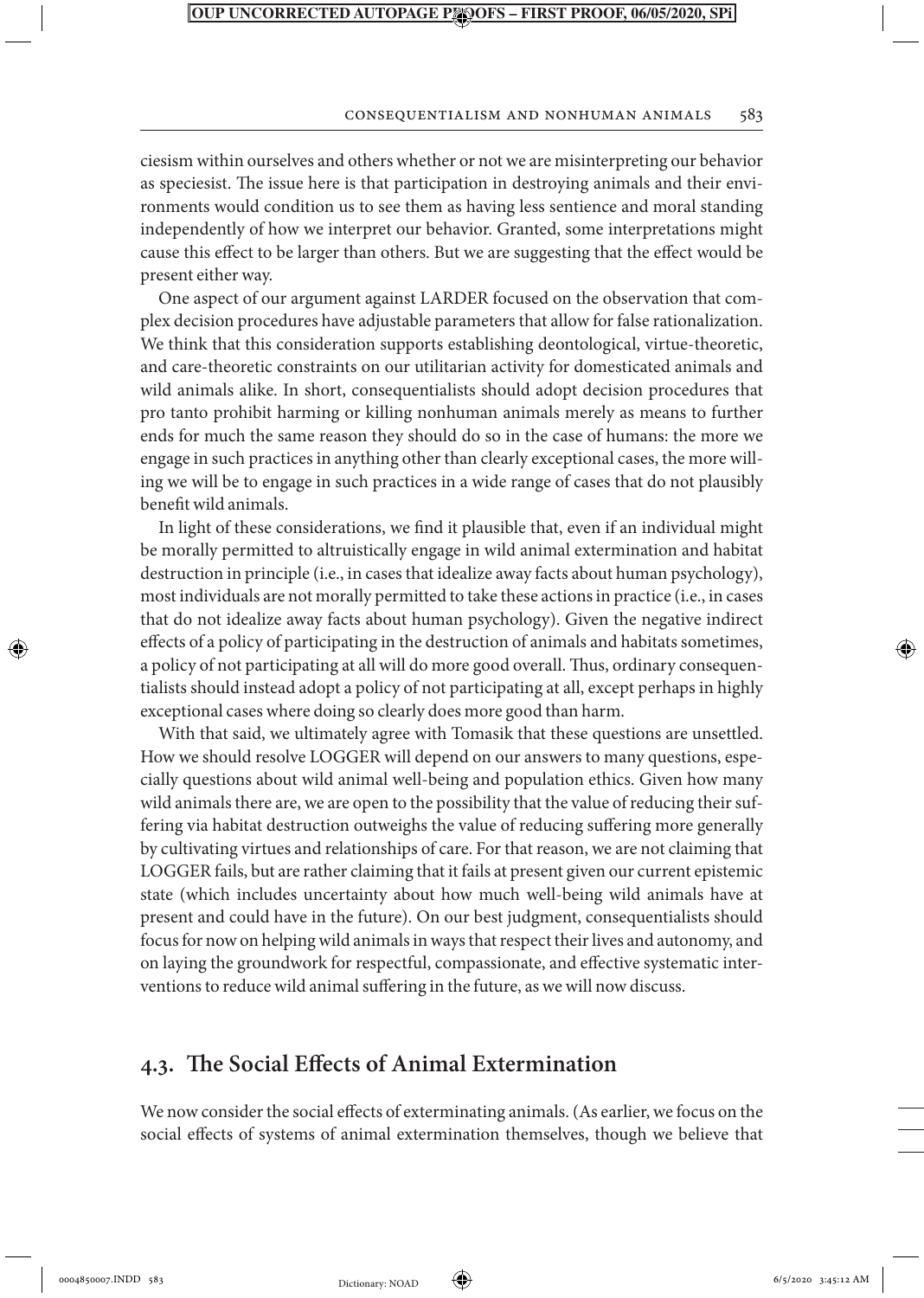ciesism within ourselves and others whether or not we are misinterpreting our behavior as speciesist. The issue here is that participation in destroying animals and their environments would condition us to see them as having less sentience and moral standing independently of how we interpret our behavior. Granted, some interpretations might cause this effect to be larger than others. But we are suggesting that the effect would be present either way.

One aspect of our argument against LARDER focused on the observation that complex decision procedures have adjustable parameters that allow for false rationalization. We think that this consideration supports establishing deontological, virtue-theoretic, and care-theoretic constraints on our utilitarian activity for domesticated animals and wild animals alike. In short, consequentialists should adopt decision procedures that pro tanto prohibit harming or killing nonhuman animals merely as means to further ends for much the same reason they should do so in the case of humans: the more we engage in such practices in anything other than clearly exceptional cases, the more willing we will be to engage in such practices in a wide range of cases that do not plausibly benefit wild animals.

In light of these considerations, we find it plausible that, even if an individual might be morally permitted to altruistically engage in wild animal extermination and habitat destruction in principle (i.e., in cases that idealize away facts about human psychology), most individuals are not morally permitted to take these actions in practice (i.e., in cases that do not idealize away facts about human psychology). Given the negative indirect effects of a policy of participating in the destruction of animals and habitats sometimes, a policy of not participating at all will do more good overall. Thus, ordinary consequentialists should instead adopt a policy of not participating at all, except perhaps in highly exceptional cases where doing so clearly does more good than harm.

With that said, we ultimately agree with Tomasik that these questions are unsettled. How we should resolve LOGGER will depend on our answers to many questions, especially questions about wild animal well-being and population ethics. Given how many wild animals there are, we are open to the possibility that the value of reducing their suffering via habitat destruction outweighs the value of reducing suffering more generally by cultivating virtues and relationships of care. For that reason, we are not claiming that LOGGER fails, but are rather claiming that it fails at present given our current epistemic state (which includes uncertainty about how much well-being wild animals have at present and could have in the future). On our best judgment, consequentialists should focus for now on helping wild animals in ways that respect their lives and autonomy, and on laying the groundwork for respectful, compassionate, and effective systematic interventions to reduce wild animal suffering in the future, as we will now discuss.

## 4.3. The Social Effects of Animal Extermination

We now consider the social effects of exterminating animals. (As earlier, we focus on the social effects of systems of animal extermination themselves, though we believe that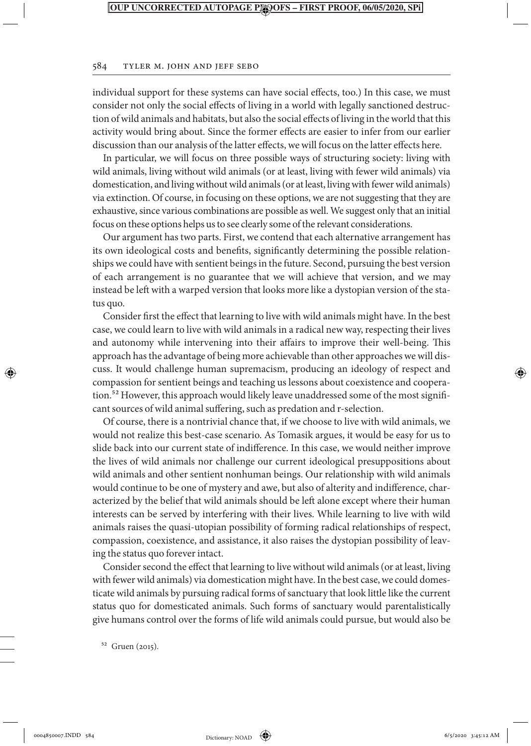individual support for these systems can have social effects, too.) In this case, we must consider not only the social effects of living in a world with legally sanctioned destruction of wild animals and habitats, but also the social effects of living in the world that this activity would bring about. Since the former effects are easier to infer from our earlier discussion than our analysis of the latter effects, we will focus on the latter effects here.

In particular, we will focus on three possible ways of structuring society: living with wild animals, living without wild animals (or at least, living with fewer wild animals) via domestication, and living without wild animals (or at least, living with fewer wild animals) via extinction. Of course, in focusing on these options, we are not suggesting that they are exhaustive, since various combinations are possible as well. We suggest only that an initial focus on these options helps us to see clearly some of the relevant considerations.

Our argument has two parts. First, we contend that each alternative arrangement has its own ideological costs and benefits, significantly determining the possible relationships we could have with sentient beings in the future. Second, pursuing the best version of each arrangement is no guarantee that we will achieve that version, and we may instead be left with a warped version that looks more like a dystopian version of the status quo.

Consider first the effect that learning to live with wild animals might have. In the best case, we could learn to live with wild animals in a radical new way, respecting their lives and autonomy while intervening into their affairs to improve their well-being. This approach has the advantage of being more achievable than other approaches we will discuss. It would challenge human supremacism, producing an ideology of respect and compassion for sentient beings and teaching us lessons about coexistence and cooperation.[52] However, this approach would likely leave unaddressed some of the most significant sources of wild animal suffering, such as predation and r-selection.

Of course, there is a nontrivial chance that, if we choose to live with wild animals, we would not realize this best-case scenario. As Tomasik argues, it would be easy for us to slide back into our current state of indifference. In this case, we would neither improve the lives of wild animals nor challenge our current ideological presuppositions about wild animals and other sentient nonhuman beings. Our relationship with wild animals would continue to be one of mystery and awe, but also of alterity and indifference, characterized by the belief that wild animals should be left alone except where their human interests can be served by interfering with their lives. While learning to live with wild animals raises the quasi-utopian possibility of forming radical relationships of respect, compassion, coexistence, and assistance, it also raises the dystopian possibility of leaving the status quo forever intact.

Consider second the effect that learning to live without wild animals (or at least, living with fewer wild animals) via domestication might have. In the best case, we could domesticate wild animals by pursuing radical forms of sanctuary that look little like the current status quo for domesticated animals. Such forms of sanctuary would parentalistically give humans control over the forms of life wild animals could pursue, but would also be

[52] Gruen (2015).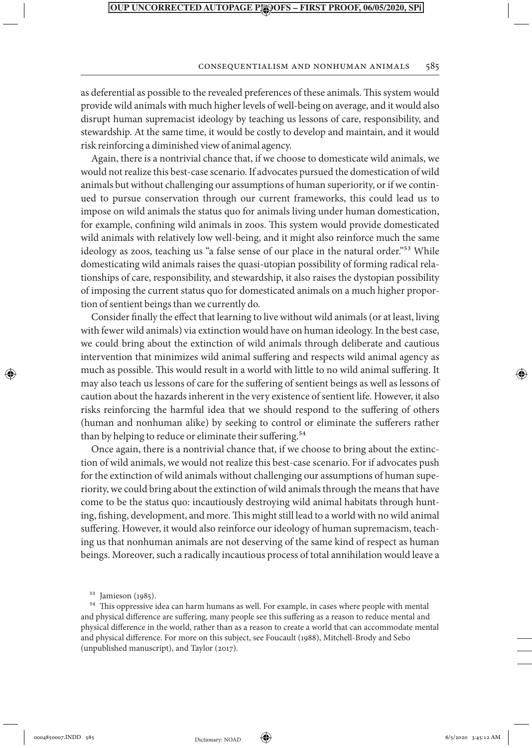as deferential as possible to the revealed preferences of these animals. This system would provide wild animals with much higher levels of well-being on average, and it would also disrupt human supremacist ideology by teaching us lessons of care, responsibility, and stewardship. At the same time, it would be costly to develop and maintain, and it would risk reinforcing a diminished view of animal agency.

Again, there is a nontrivial chance that, if we choose to domesticate wild animals, we would not realize this best-case scenario. If advocates pursued the domestication of wild animals but without challenging our assumptions of human superiority, or if we continued to pursue conservation through our current frameworks, this could lead us to impose on wild animals the status quo for animals living under human domestication, for example, confining wild animals in zoos. This system would provide domesticated wild animals with relatively low well-being, and it might also reinforce much the same ideology as zoos, teaching us "a false sense of our place in the natural order."[53] While domesticating wild animals raises the quasi-utopian possibility of forming radical relationships of care, responsibility, and stewardship, it also raises the dystopian possibility of imposing the current status quo for domesticated animals on a much higher proportion of sentient beings than we currently do.

Consider finally the effect that learning to live without wild animals (or at least, living with fewer wild animals) via extinction would have on human ideology. In the best case, we could bring about the extinction of wild animals through deliberate and cautious intervention that minimizes wild animal suffering and respects wild animal agency as much as possible. This would result in a world with little to no wild animal suffering. It may also teach us lessons of care for the suffering of sentient beings as well as lessons of caution about the hazards inherent in the very existence of sentient life. However, it also risks reinforcing the harmful idea that we should respond to the suffering of others (human and nonhuman alike) by seeking to control or eliminate the sufferers rather than by helping to reduce or eliminate their suffering.[54]

Once again, there is a nontrivial chance that, if we choose to bring about the extinction of wild animals, we would not realize this best-case scenario. For if advocates push for the extinction of wild animals without challenging our assumptions of human superiority, we could bring about the extinction of wild animals through the means that have come to be the status quo: incautiously destroying wild animal habitats through hunting, fishing, development, and more. This might still lead to a world with no wild animal suffering. However, it would also reinforce our ideology of human supremacism, teaching us that nonhuman animals are not deserving of the same kind of respect as human beings. Moreover, such a radically incautious process of total annihilation would leave a

[53] Jamieson (1985).

[54] This oppressive idea can harm humans as well. For example, in cases where people with mental and physical difference are suffering, many people see this suffering as a reason to reduce mental and physical difference in the world, rather than as a reason to create a world that can accommodate mental and physical difference. For more on this subject, see Foucault (1988), Mitchell-Brody and Sebo (unpublished manuscript), and Taylor (2017).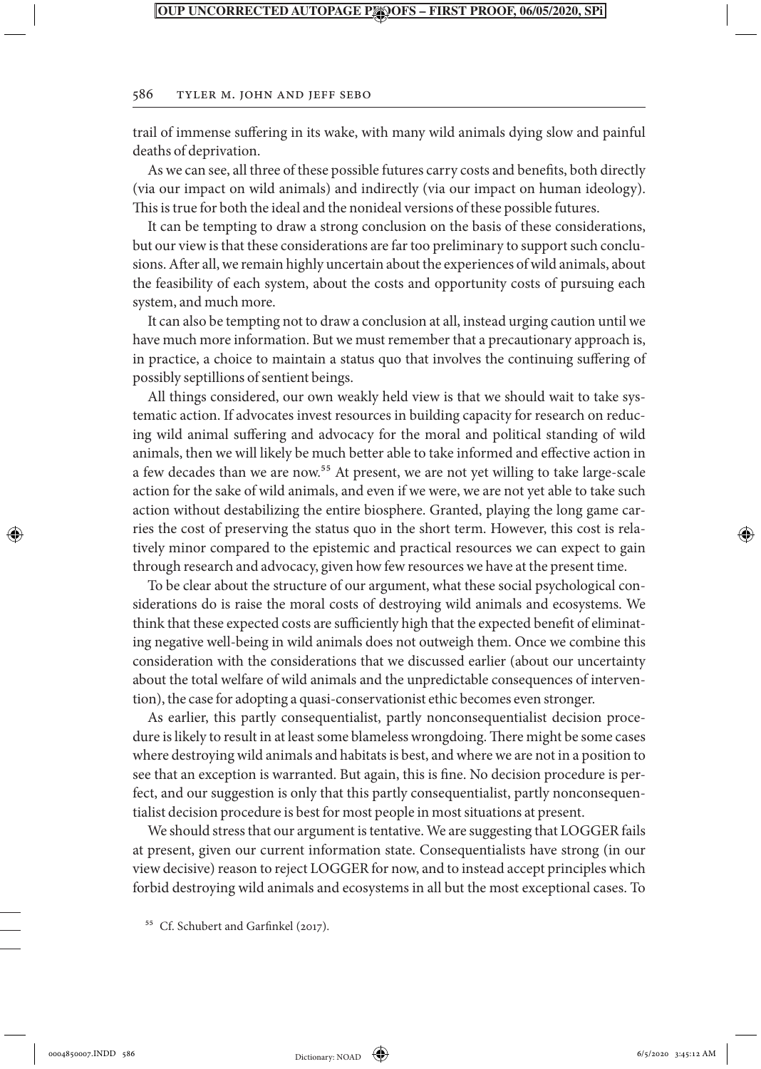trail of immense suffering in its wake, with many wild animals dying slow and painful deaths of deprivation.

As we can see, all three of these possible futures carry costs and benefits, both directly (via our impact on wild animals) and indirectly (via our impact on human ideology). This is true for both the ideal and the nonideal versions of these possible futures.

It can be tempting to draw a strong conclusion on the basis of these considerations, but our view is that these considerations are far too preliminary to support such conclusions. After all, we remain highly uncertain about the experiences of wild animals, about the feasibility of each system, about the costs and opportunity costs of pursuing each system, and much more.

It can also be tempting not to draw a conclusion at all, instead urging caution until we have much more information. But we must remember that a precautionary approach is, in practice, a choice to maintain a status quo that involves the continuing suffering of possibly septillions of sentient beings.

All things considered, our own weakly held view is that we should wait to take systematic action. If advocates invest resources in building capacity for research on reducing wild animal suffering and advocacy for the moral and political standing of wild animals, then we will likely be much better able to take informed and effective action in a few decades than we are now.[55] At present, we are not yet willing to take large-scale action for the sake of wild animals, and even if we were, we are not yet able to take such action without destabilizing the entire biosphere. Granted, playing the long game carries the cost of preserving the status quo in the short term. However, this cost is relatively minor compared to the epistemic and practical resources we can expect to gain through research and advocacy, given how few resources we have at the present time.

To be clear about the structure of our argument, what these social psychological considerations do is raise the moral costs of destroying wild animals and ecosystems. We think that these expected costs are sufficiently high that the expected benefit of eliminating negative well-being in wild animals does not outweigh them. Once we combine this consideration with the considerations that we discussed earlier (about our uncertainty about the total welfare of wild animals and the unpredictable consequences of intervention), the case for adopting a quasi-conservationist ethic becomes even stronger.

As earlier, this partly consequentialist, partly nonconsequentialist decision procedure is likely to result in at least some blameless wrongdoing. There might be some cases where destroying wild animals and habitats is best, and where we are not in a position to see that an exception is warranted. But again, this is fine. No decision procedure is perfect, and our suggestion is only that this partly consequentialist, partly nonconsequentialist decision procedure is best for most people in most situations at present.

We should stress that our argument is tentative. We are suggesting that LOGGER fails at present, given our current information state. Consequentialists have strong (in our view decisive) reason to reject LOGGER for now, and to instead accept principles which forbid destroying wild animals and ecosystems in all but the most exceptional cases. To

[55] Cf. Schubert and Garfinkel (2017).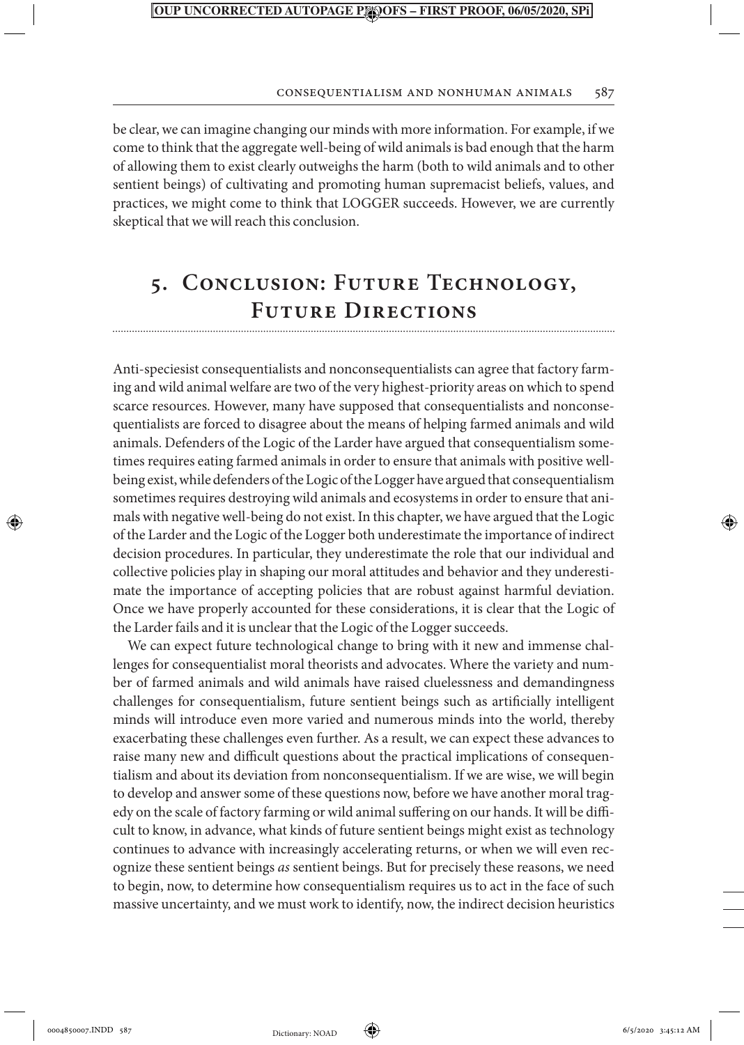be clear, we can imagine changing our minds with more information. For example, if we come to think that the aggregate well-being of wild animals is bad enough that the harm of allowing them to exist clearly outweighs the harm (both to wild animals and to other sentient beings) of cultivating and promoting human supremacist beliefs, values, and practices, we might come to think that LOGGER succeeds. However, we are currently skeptical that we will reach this conclusion.

## 5. Conclusion: Future Technology, Future Directions

Anti-speciesist consequentialists and nonconsequentialists can agree that factory farming and wild animal welfare are two of the very highest-priority areas on which to spend scarce resources. However, many have supposed that consequentialists and nonconsequentialists are forced to disagree about the means of helping farmed animals and wild animals. Defenders of the Logic of the Larder have argued that consequentialism sometimes requires eating farmed animals in order to ensure that animals with positive well-being exist, while defenders of the Logic of the Logger have argued that consequentialism sometimes requires destroying wild animals and ecosystems in order to ensure that animals with negative well-being do not exist. In this chapter, we have argued that the Logic of the Larder and the Logic of the Logger both underestimate the importance of indirect decision procedures. In particular, they underestimate the role that our individual and collective policies play in shaping our moral attitudes and behavior and they underestimate the importance of accepting policies that are robust against harmful deviation. Once we have properly accounted for these considerations, it is clear that the Logic of the Larder fails and it is unclear that the Logic of the Logger succeeds.

We can expect future technological change to bring with it new and immense challenges for consequentialist moral theorists and advocates. Where the variety and number of farmed animals and wild animals have raised cluelessness and demandingness challenges for consequentialism, future sentient beings such as artificially intelligent minds will introduce even more varied and numerous minds into the world, thereby exacerbating these challenges even further. As a result, we can expect these advances to raise many new and difficult questions about the practical implications of consequentialism and about its deviation from nonconsequentialism. If we are wise, we will begin to develop and answer some of these questions now, before we have another moral tragedy on the scale of factory farming or wild animal suffering on our hands. It will be difficult to know, in advance, what kinds of future sentient beings might exist as technology continues to advance with increasingly accelerating returns, or when we will even recognize these sentient beings *as* sentient beings. But for precisely these reasons, we need to begin, now, to determine how consequentialism requires us to act in the face of such massive uncertainty, and we must work to identify, now, the indirect decision heuristics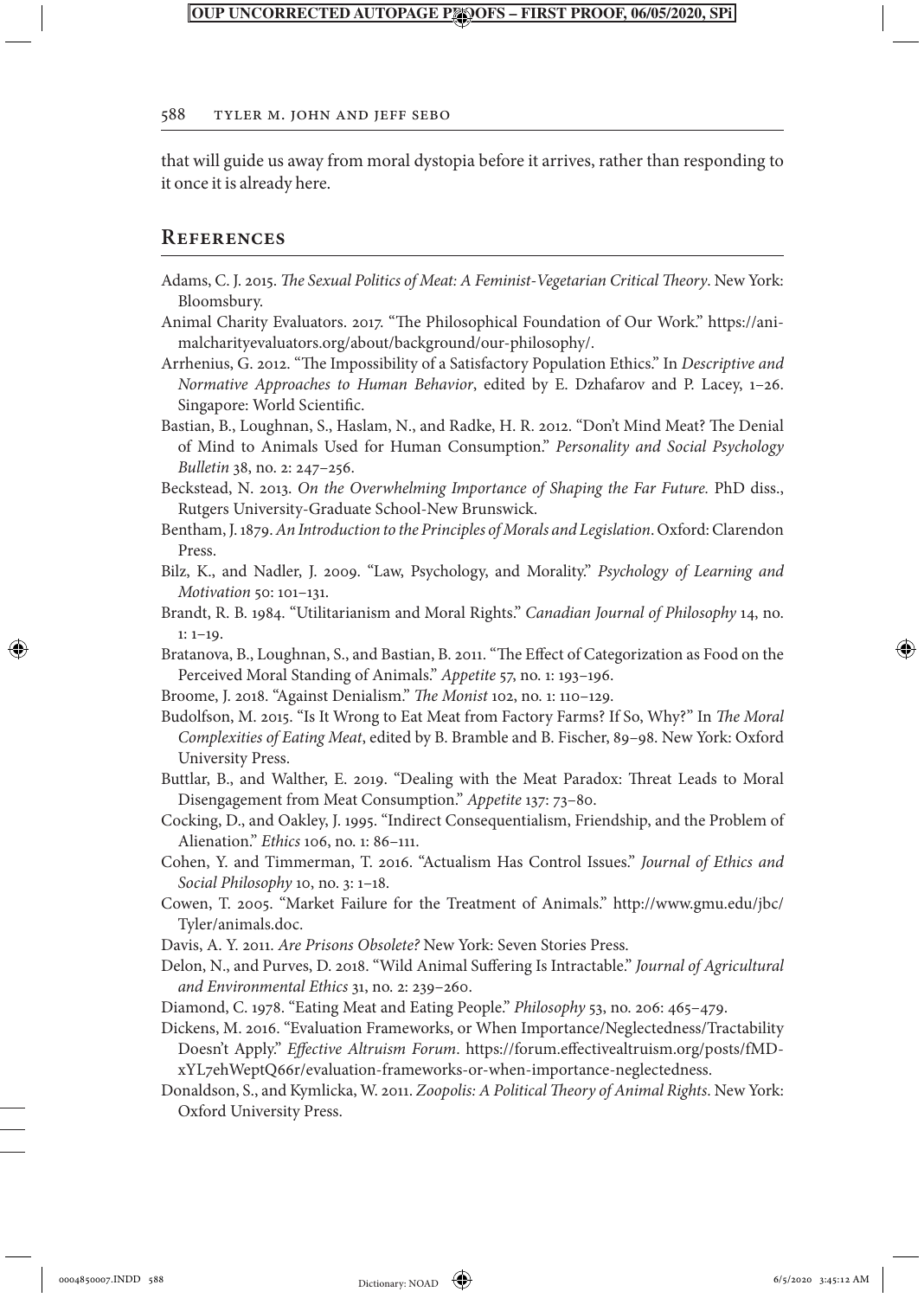that will guide us away from moral dystopia before it arrives, rather than responding to it once it is already here.

## References

Adams, C. J. 2015. *The Sexual Politics of Meat: A Feminist-Vegetarian Critical Theory*. New York: Bloomsbury.

Animal Charity Evaluators. 2017. "The Philosophical Foundation of Our Work." https://animalcharityevaluators.org/about/background/our-philosophy/.

Arrhenius, G. 2012. "The Impossibility of a Satisfactory Population Ethics." In *Descriptive and Normative Approaches to Human Behavior*, edited by E. Dzhafarov and P. Lacey, 1–26. Singapore: World Scientific.

Bastian, B., Loughnan, S., Haslam, N., and Radke, H. R. 2012. "Don't Mind Meat? The Denial of Mind to Animals Used for Human Consumption." *Personality and Social Psychology Bulletin* 38, no. 2: 247–256.

Beckstead, N. 2013. *On the Overwhelming Importance of Shaping the Far Future.* PhD diss., Rutgers University-Graduate School-New Brunswick.

Bentham, J. 1879. *An Introduction to the Principles of Morals and Legislation*. Oxford: Clarendon Press.

Bilz, K., and Nadler, J. 2009. "Law, Psychology, and Morality." *Psychology of Learning and Motivation* 50: 101–131.

Brandt, R. B. 1984. "Utilitarianism and Moral Rights." *Canadian Journal of Philosophy* 14, no. 1: 1–19.

Bratanova, B., Loughnan, S., and Bastian, B. 2011. "The Effect of Categorization as Food on the Perceived Moral Standing of Animals." *Appetite* 57, no. 1: 193–196.

Broome, J. 2018. "Against Denialism." *The Monist* 102, no. 1: 110–129.

Budolfson, M. 2015. "Is It Wrong to Eat Meat from Factory Farms? If So, Why?" In *The Moral Complexities of Eating Meat*, edited by B. Bramble and B. Fischer, 89–98. New York: Oxford University Press.

Buttlar, B., and Walther, E. 2019. "Dealing with the Meat Paradox: Threat Leads to Moral Disengagement from Meat Consumption." *Appetite* 137: 73–80.

Cocking, D., and Oakley, J. 1995. "Indirect Consequentialism, Friendship, and the Problem of Alienation." *Ethics* 106, no. 1: 86–111.

Cohen, Y. and Timmerman, T. 2016. "Actualism Has Control Issues." *Journal of Ethics and Social Philosophy* 10, no. 3: 1–18.

Cowen, T. 2005. "Market Failure for the Treatment of Animals." http://www.gmu.edu/jbc/Tyler/animals.doc.

Davis, A. Y. 2011. *Are Prisons Obsolete?* New York: Seven Stories Press.

Delon, N., and Purves, D. 2018. "Wild Animal Suffering Is Intractable." *Journal of Agricultural and Environmental Ethics* 31, no. 2: 239–260.

Diamond, C. 1978. "Eating Meat and Eating People." *Philosophy* 53, no. 206: 465–479.

Dickens, M. 2016. "Evaluation Frameworks, or When Importance/Neglectedness/Tractability Doesn't Apply." *Effective Altruism Forum*. https://forum.effectivealtruism.org/posts/fMDxYL7ehWeptQ66r/evaluation-frameworks-or-when-importance-neglectedness.

Donaldson, S., and Kymlicka, W. 2011. *Zoopolis: A Political Theory of Animal Rights*. New York: Oxford University Press.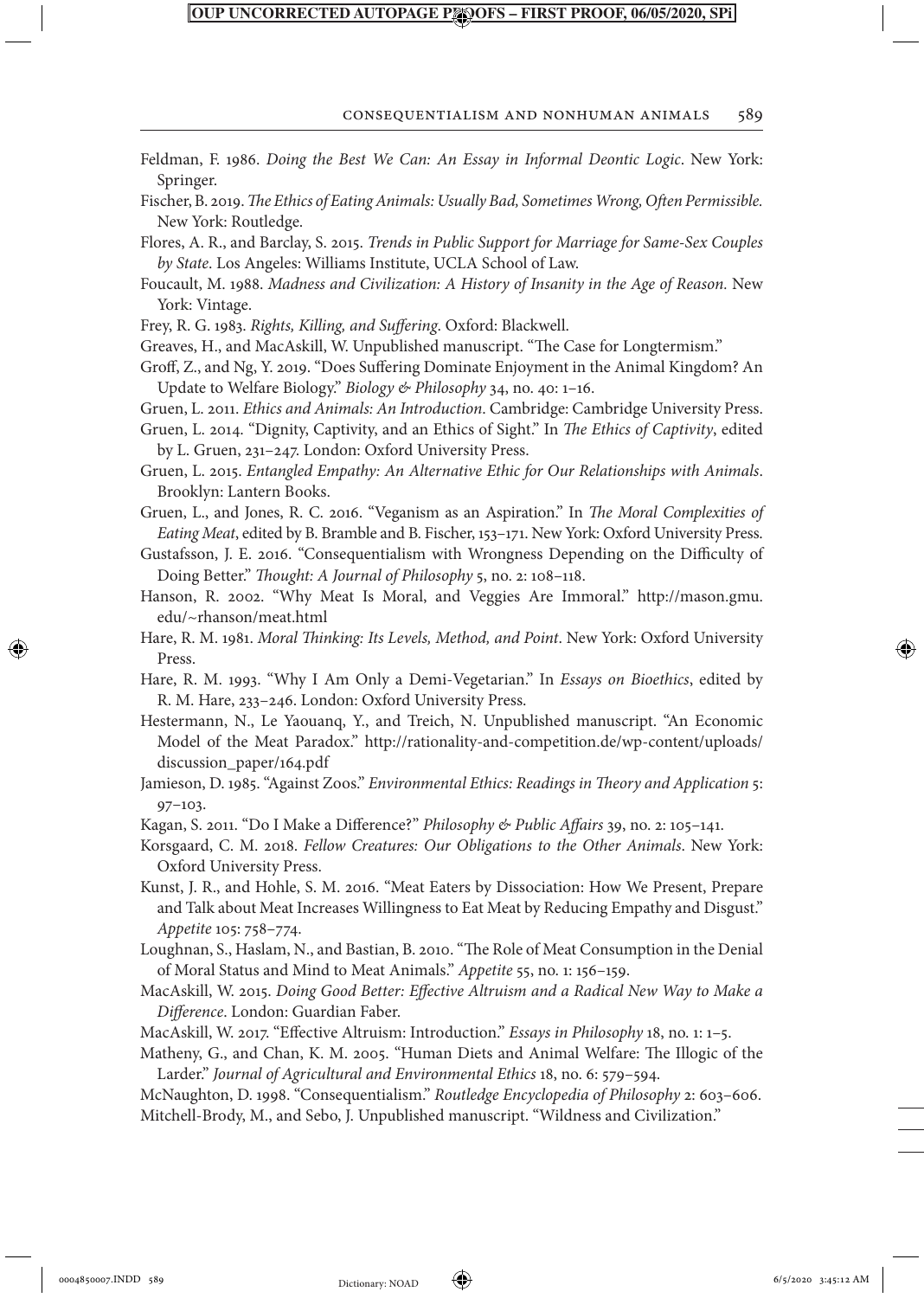Feldman, F. 1986. *Doing the Best We Can: An Essay in Informal Deontic Logic*. New York: Springer.

Fischer, B. 2019. *The Ethics of Eating Animals: Usually Bad, Sometimes Wrong, Often Permissible.* New York: Routledge.

Flores, A. R., and Barclay, S. 2015. *Trends in Public Support for Marriage for Same-Sex Couples by State*. Los Angeles: Williams Institute, UCLA School of Law.

Foucault, M. 1988. *Madness and Civilization: A History of Insanity in the Age of Reason*. New York: Vintage.

Frey, R. G. 1983. *Rights, Killing, and Suffering*. Oxford: Blackwell.

Greaves, H., and MacAskill, W. Unpublished manuscript. "The Case for Longtermism."

Groff, Z., and Ng, Y. 2019. "Does Suffering Dominate Enjoyment in the Animal Kingdom? An Update to Welfare Biology." *Biology & Philosophy* 34, no. 40: 1–16.

Gruen, L. 2011. *Ethics and Animals: An Introduction*. Cambridge: Cambridge University Press.

Gruen, L. 2014. "Dignity, Captivity, and an Ethics of Sight." In *The Ethics of Captivity*, edited by L. Gruen, 231–247. London: Oxford University Press.

Gruen, L. 2015. *Entangled Empathy: An Alternative Ethic for Our Relationships with Animals*. Brooklyn: Lantern Books.

Gruen, L., and Jones, R. C. 2016. "Veganism as an Aspiration." In *The Moral Complexities of Eating Meat*, edited by B. Bramble and B. Fischer, 153–171. New York: Oxford University Press.

Gustafsson, J. E. 2016. "Consequentialism with Wrongness Depending on the Difficulty of Doing Better." *Thought: A Journal of Philosophy* 5, no. 2: 108–118.

Hanson, R. 2002. "Why Meat Is Moral, and Veggies Are Immoral." http://mason.gmu.edu/~rhanson/meat.html

Hare, R. M. 1981. *Moral Thinking: Its Levels, Method, and Point*. New York: Oxford University Press.

Hare, R. M. 1993. "Why I Am Only a Demi-Vegetarian." In *Essays on Bioethics*, edited by R. M. Hare, 233–246. London: Oxford University Press.

Hestermann, N., Le Yaouanq, Y., and Treich, N. Unpublished manuscript. "An Economic Model of the Meat Paradox." http://rationality-and-competition.de/wp-content/uploads/discussion_paper/164.pdf

Jamieson, D. 1985. "Against Zoos." *Environmental Ethics: Readings in Theory and Application* 5: 97–103.

Kagan, S. 2011. "Do I Make a Difference?" *Philosophy & Public Affairs* 39, no. 2: 105–141.

Korsgaard, C. M. 2018. *Fellow Creatures: Our Obligations to the Other Animals*. New York: Oxford University Press.

Kunst, J. R., and Hohle, S. M. 2016. "Meat Eaters by Dissociation: How We Present, Prepare and Talk about Meat Increases Willingness to Eat Meat by Reducing Empathy and Disgust." *Appetite* 105: 758–774.

Loughnan, S., Haslam, N., and Bastian, B. 2010. "The Role of Meat Consumption in the Denial of Moral Status and Mind to Meat Animals." *Appetite* 55, no. 1: 156–159.

MacAskill, W. 2015. *Doing Good Better: Effective Altruism and a Radical New Way to Make a Difference*. London: Guardian Faber.

MacAskill, W. 2017. "Effective Altruism: Introduction." *Essays in Philosophy* 18, no. 1: 1–5.

Matheny, G., and Chan, K. M. 2005. "Human Diets and Animal Welfare: The Illogic of the Larder." *Journal of Agricultural and Environmental Ethics* 18, no. 6: 579–594.

McNaughton, D. 1998. "Consequentialism." *Routledge Encyclopedia of Philosophy* 2: 603–606.

Mitchell-Brody, M., and Sebo, J. Unpublished manuscript. "Wildness and Civilization."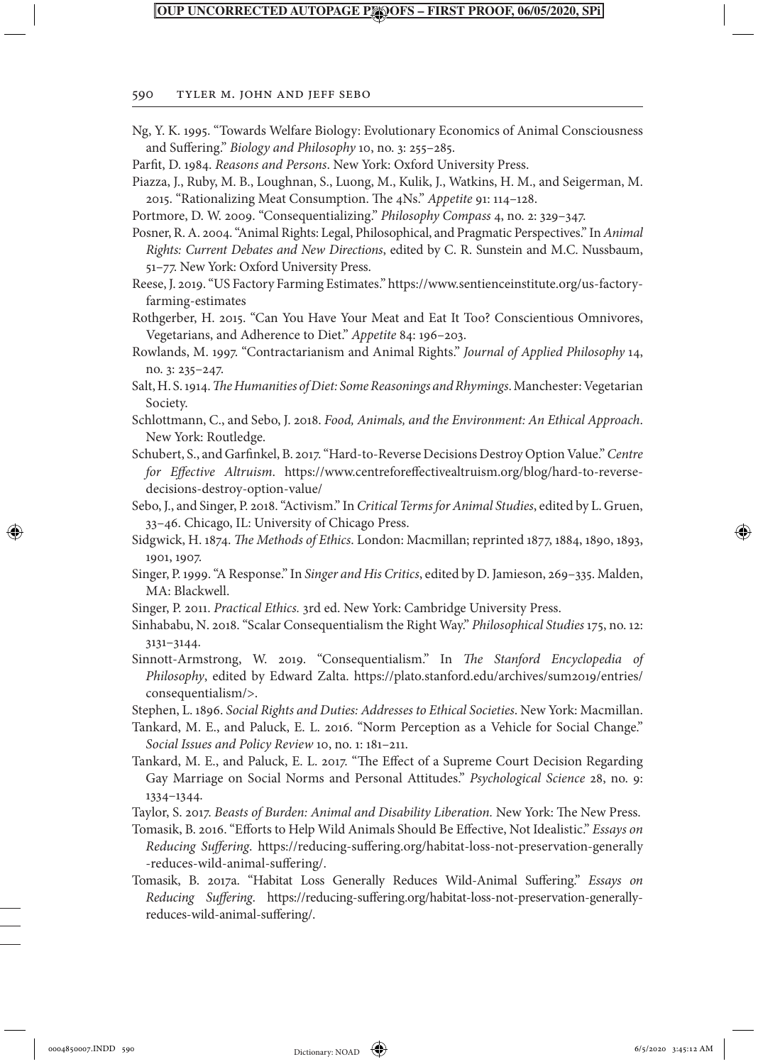Ng, Y. K. 1995. "Towards Welfare Biology: Evolutionary Economics of Animal Consciousness and Suffering." *Biology and Philosophy* 10, no. 3: 255–285.

Parfit, D. 1984. *Reasons and Persons*. New York: Oxford University Press.

Piazza, J., Ruby, M. B., Loughnan, S., Luong, M., Kulik, J., Watkins, H. M., and Seigerman, M. 2015. "Rationalizing Meat Consumption. The 4Ns." *Appetite* 91: 114–128.

Portmore, D. W. 2009. "Consequentializing." *Philosophy Compass* 4, no. 2: 329–347.

Posner, R. A. 2004. "Animal Rights: Legal, Philosophical, and Pragmatic Perspectives." In *Animal Rights: Current Debates and New Directions*, edited by C. R. Sunstein and M.C. Nussbaum, 51–77. New York: Oxford University Press.

Reese, J. 2019. "US Factory Farming Estimates." https://www.sentienceinstitute.org/us-factory-farming-estimates

Rothgerber, H. 2015. "Can You Have Your Meat and Eat It Too? Conscientious Omnivores, Vegetarians, and Adherence to Diet." *Appetite* 84: 196–203.

Rowlands, M. 1997. "Contractarianism and Animal Rights." *Journal of Applied Philosophy* 14, no. 3: 235–247.

Salt, H. S. 1914. *The Humanities of Diet: Some Reasonings and Rhymings*. Manchester: Vegetarian Society.

Schlottmann, C., and Sebo, J. 2018. *Food, Animals, and the Environment: An Ethical Approach*. New York: Routledge.

Schubert, S., and Garfinkel, B. 2017. "Hard-to-Reverse Decisions Destroy Option Value." *Centre for Effective Altruism*. https://www.centreforeffectivealtruism.org/blog/hard-to-reverse-decisions-destroy-option-value/

Sebo, J., and Singer, P. 2018. "Activism." In *Critical Terms for Animal Studies*, edited by L. Gruen, 33–46. Chicago, IL: University of Chicago Press.

Sidgwick, H. 1874. *The Methods of Ethics*. London: Macmillan; reprinted 1877, 1884, 1890, 1893, 1901, 1907.

Singer, P. 1999. "A Response." In *Singer and His Critics*, edited by D. Jamieson, 269–335. Malden, MA: Blackwell.

Singer, P. 2011. *Practical Ethics.* 3rd ed. New York: Cambridge University Press.

Sinhababu, N. 2018. "Scalar Consequentialism the Right Way." *Philosophical Studies* 175, no. 12: 3131–3144.

Sinnott-Armstrong, W. 2019. "Consequentialism." In *The Stanford Encyclopedia of Philosophy*, edited by Edward Zalta. https://plato.stanford.edu/archives/sum2019/entries/consequentialism/>.

Stephen, L. 1896. *Social Rights and Duties: Addresses to Ethical Societies*. New York: Macmillan.

Tankard, M. E., and Paluck, E. L. 2016. "Norm Perception as a Vehicle for Social Change." *Social Issues and Policy Review* 10, no. 1: 181–211.

Tankard, M. E., and Paluck, E. L. 2017. "The Effect of a Supreme Court Decision Regarding Gay Marriage on Social Norms and Personal Attitudes." *Psychological Science* 28, no. 9: 1334–1344.

Taylor, S. 2017. *Beasts of Burden: Animal and Disability Liberation.* New York: The New Press.

Tomasik, B. 2016. "Efforts to Help Wild Animals Should Be Effective, Not Idealistic." *Essays on Reducing Suffering*. https://reducing-suffering.org/habitat-loss-not-preservation-generally-reduces-wild-animal-suffering/.

Tomasik, B. 2017a. "Habitat Loss Generally Reduces Wild-Animal Suffering." *Essays on Reducing Suffering.* https://reducing-suffering.org/habitat-loss-not-preservation-generally-reduces-wild-animal-suffering/.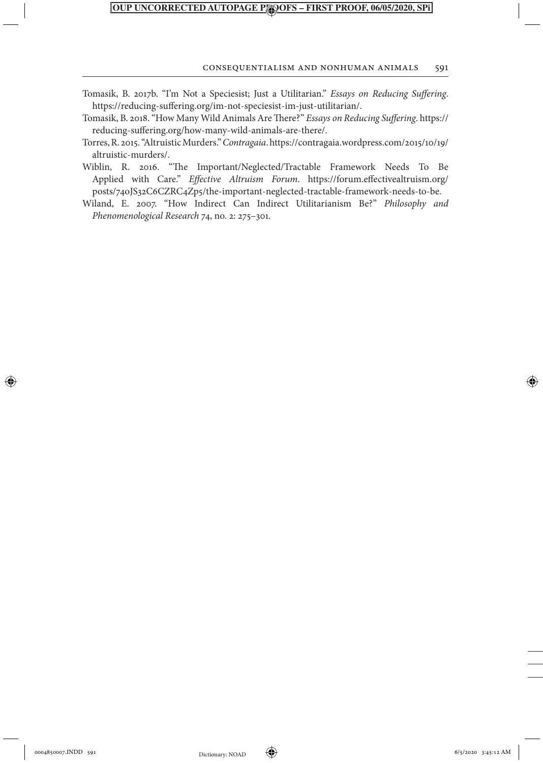Tomasik, B. 2017b. "I'm Not a Speciesist; Just a Utilitarian." *Essays on Reducing Suffering*. https://reducing-suffering.org/im-not-speciesist-im-just-utilitarian/.

Tomasik, B. 2018. "How Many Wild Animals Are There?" *Essays on Reducing Suffering*. https://reducing-suffering.org/how-many-wild-animals-are-there/.

Torres, R. 2015. "Altruistic Murders." *Contragaia*. https://contragaia.wordpress.com/2015/10/19/altruistic-murders/.

Wiblin, R. 2016. "The Important/Neglected/Tractable Framework Needs To Be Applied with Care." *Effective Altruism Forum*. https://forum.effectivealtruism.org/posts/74oJS32C6CZRC4Zp5/the-important-neglected-tractable-framework-needs-to-be.

Wiland, E. 2007. "How Indirect Can Indirect Utilitarianism Be?" *Philosophy and Phenomenological Research* 74, no. 2: 275–301.